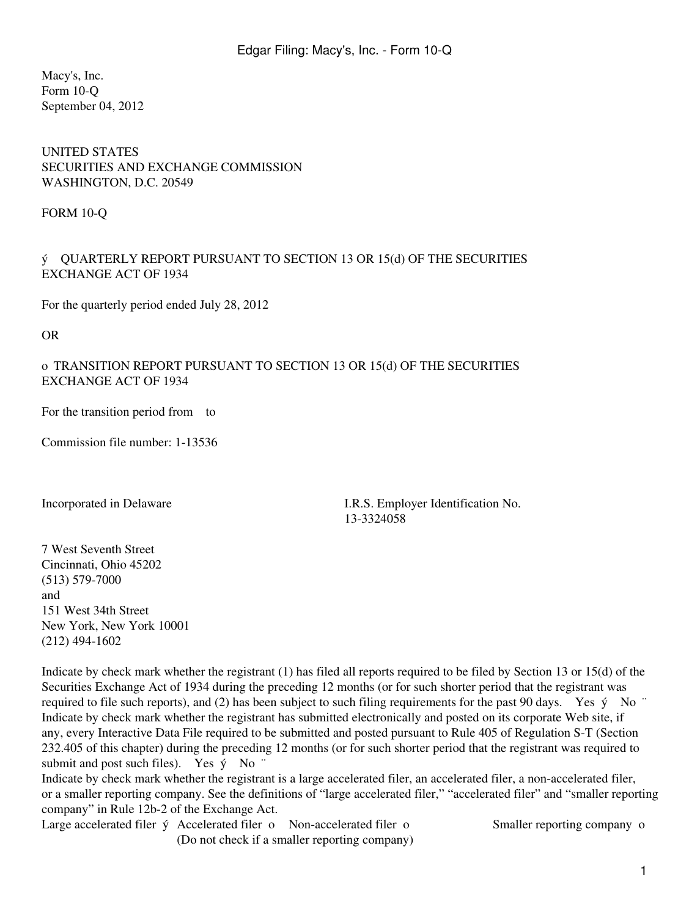Macy's, Inc.
Form 10-Q
September 04, 2012

UNITED STATES
SECURITIES AND EXCHANGE COMMISSION
WASHINGTON, D.C. 20549

# FORM 10-Q

ý QUARTERLY REPORT PURSUANT TO SECTION 13 OR 15(d) OF THE SECURITIES EXCHANGE ACT OF 1934

For the quarterly period ended July 28, 2012

OR

o TRANSITION REPORT PURSUANT TO SECTION 13 OR 15(d) OF THE SECURITIES EXCHANGE ACT OF 1934

For the transition period from to

Commission file number: 1-13536

| Incorporated in Delaware | I.R.S. Employer Identification No. 13-3324058 |
|---|---|

7 West Seventh Street
Cincinnati, Ohio 45202
(513) 579-7000
and
151 West 34th Street
New York, New York 10001
(212) 494-1602

Indicate by check mark whether the registrant (1) has filed all reports required to be filed by Section 13 or 15(d) of the Securities Exchange Act of 1934 during the preceding 12 months (or for such shorter period that the registrant was required to file such reports), and (2) has been subject to such filing requirements for the past 90 days. Yes ý No ¨

Indicate by check mark whether the registrant has submitted electronically and posted on its corporate Web site, if any, every Interactive Data File required to be submitted and posted pursuant to Rule 405 of Regulation S-T (Section 232.405 of this chapter) during the preceding 12 months (or for such shorter period that the registrant was required to submit and post such files). Yes ý No ¨

Indicate by check mark whether the registrant is a large accelerated filer, an accelerated filer, a non-accelerated filer, or a smaller reporting company. See the definitions of "large accelerated filer," "accelerated filer" and "smaller reporting company" in Rule 12b-2 of the Exchange Act.

Large accelerated filer ý Accelerated filer o Non-accelerated filer o (Do not check if a smaller reporting company) Smaller reporting company o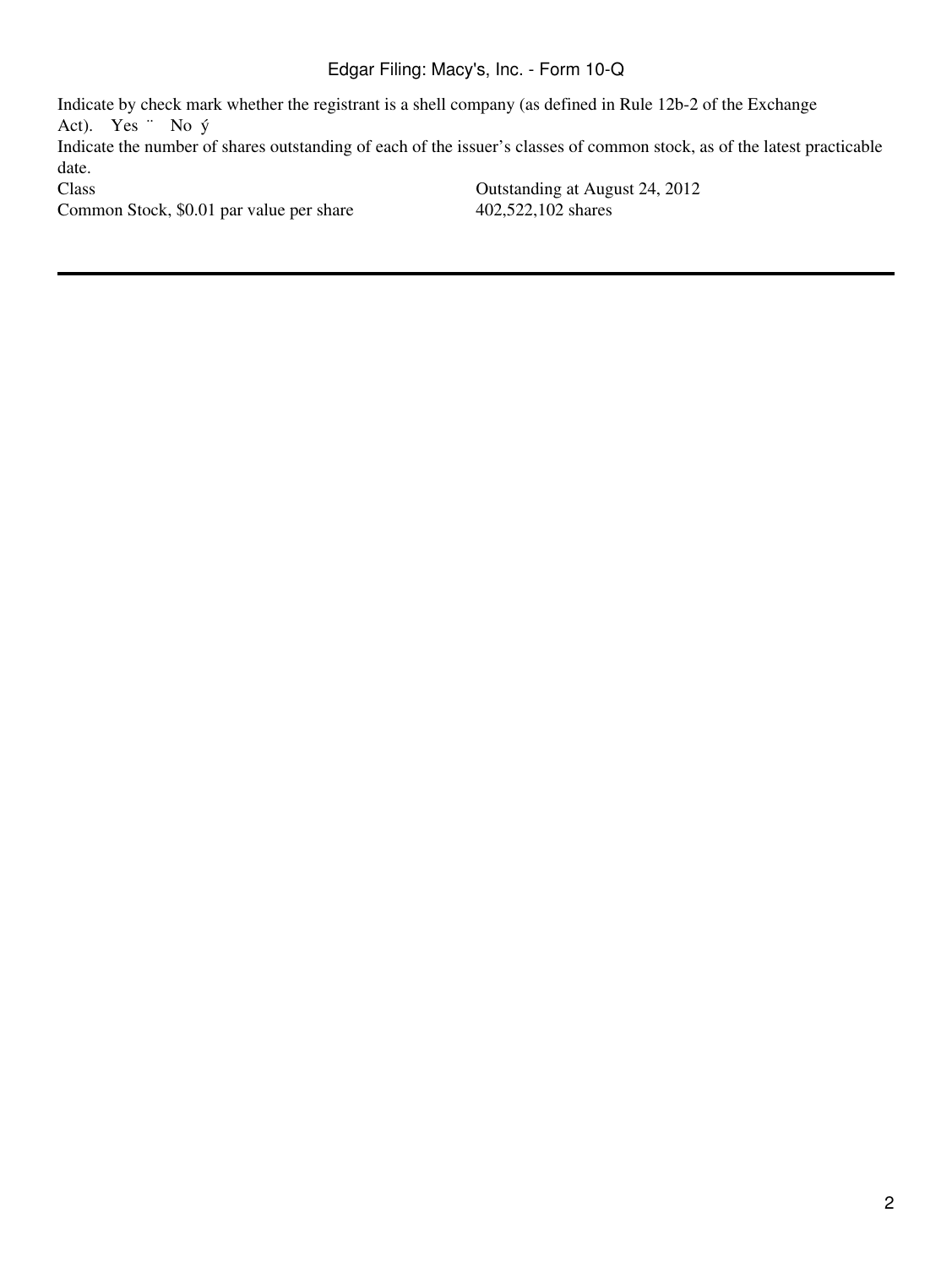Indicate by check mark whether the registrant is a shell company (as defined in Rule 12b-2 of the Exchange Act). Yes ¨ No ý

Indicate the number of shares outstanding of each of the issuer's classes of common stock, as of the latest practicable date.

| Class | Outstanding at August 24, 2012 |
| --- | --- |
| Common Stock, $0.01 par value per share | 402,522,102 shares |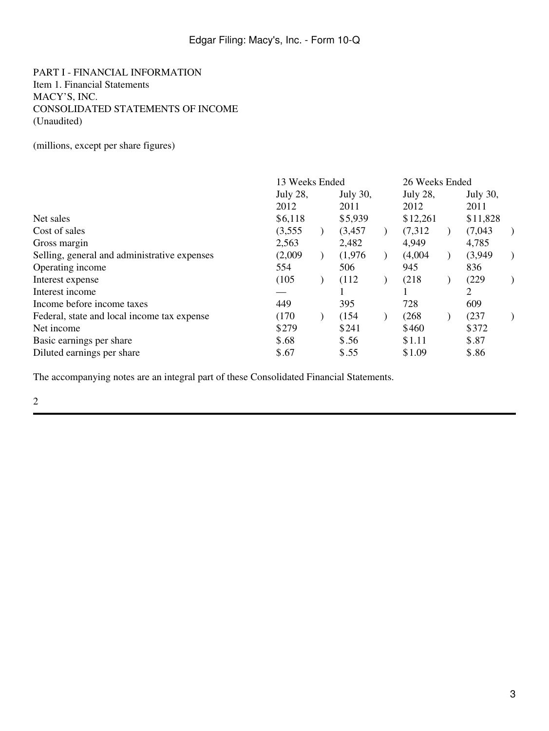PART I - FINANCIAL INFORMATION

Item 1. Financial Statements

MACY'S, INC.

CONSOLIDATED STATEMENTS OF INCOME

(Unaudited)

(millions, except per share figures)

| | 13 Weeks Ended | | 26 Weeks Ended | |
|---|---|---|---|---|
| | July 28, 2012 | July 30, 2011 | July 28, 2012 | July 30, 2011 |
| Net sales | $6,118 | $5,939 | $12,261 | $11,828 |
| Cost of sales | (3,555) | (3,457) | (7,312) | (7,043) |
| Gross margin | 2,563 | 2,482 | 4,949 | 4,785 |
| Selling, general and administrative expenses | (2,009) | (1,976) | (4,004) | (3,949) |
| Operating income | 554 | 506 | 945 | 836 |
| Interest expense | (105) | (112) | (218) | (229) |
| Interest income | — | 1 | 1 | 2 |
| Income before income taxes | 449 | 395 | 728 | 609 |
| Federal, state and local income tax expense | (170) | (154) | (268) | (237) |
| Net income | $279 | $241 | $460 | $372 |
| Basic earnings per share | $.68 | $.56 | $1.11 | $.87 |
| Diluted earnings per share | $.67 | $.55 | $1.09 | $.86 |

The accompanying notes are an integral part of these Consolidated Financial Statements.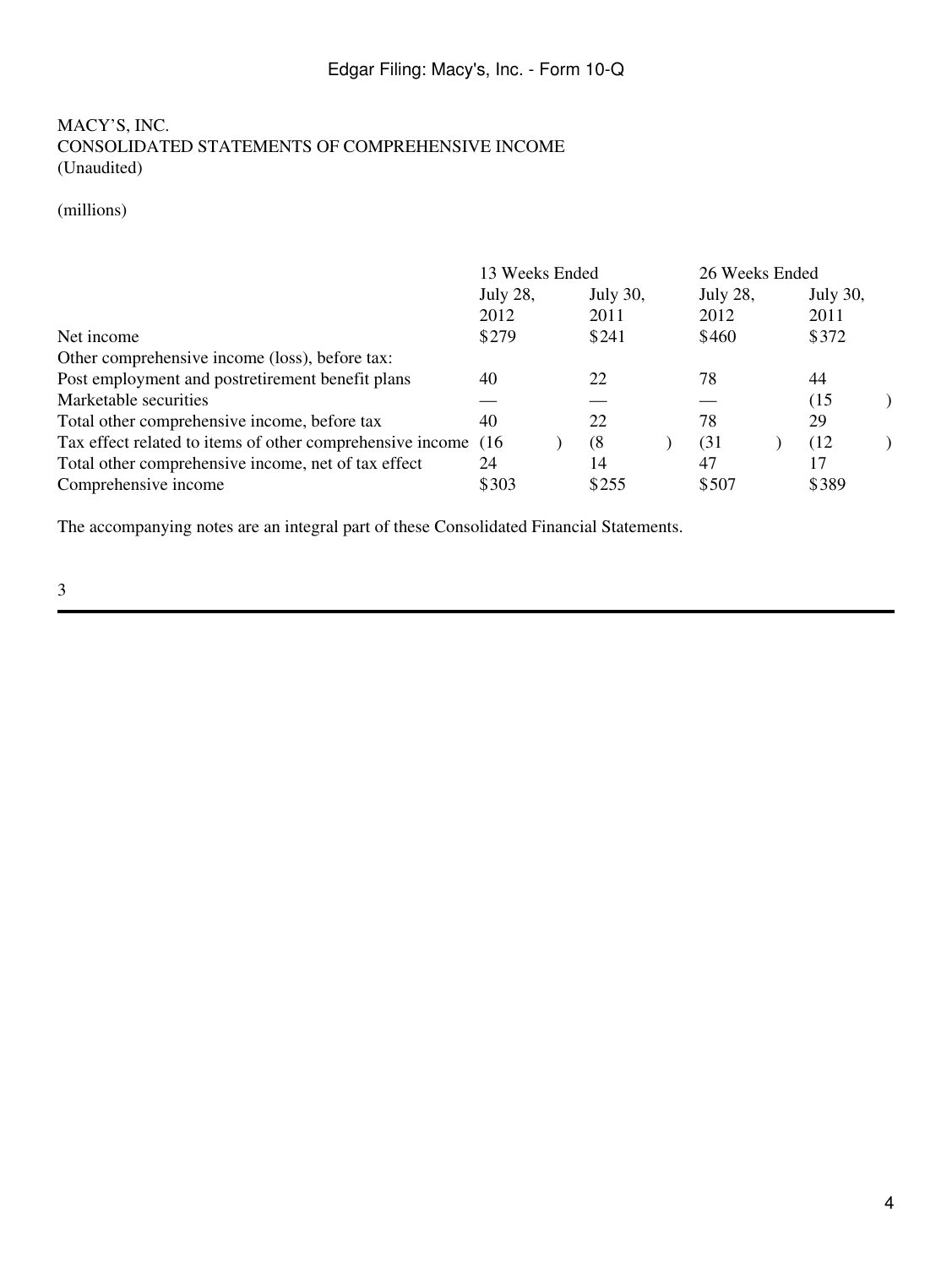MACY'S, INC.
CONSOLIDATED STATEMENTS OF COMPREHENSIVE INCOME
(Unaudited)

(millions)

| | 13 Weeks Ended | | 26 Weeks Ended | |
|---|---|---|---|---|
| | July 28, 2012 | July 30, 2011 | July 28, 2012 | July 30, 2011 |
| Net income | $279 | $241 | $460 | $372 |
| Other comprehensive income (loss), before tax: | | | | |
| Post employment and postretirement benefit plans | 40 | 22 | 78 | 44 |
| Marketable securities | — | — | — | (15) |
| Total other comprehensive income, before tax | 40 | 22 | 78 | 29 |
| Tax effect related to items of other comprehensive income | (16) | (8) | (31) | (12) |
| Total other comprehensive income, net of tax effect | 24 | 14 | 47 | 17 |
| Comprehensive income | $303 | $255 | $507 | $389 |

The accompanying notes are an integral part of these Consolidated Financial Statements.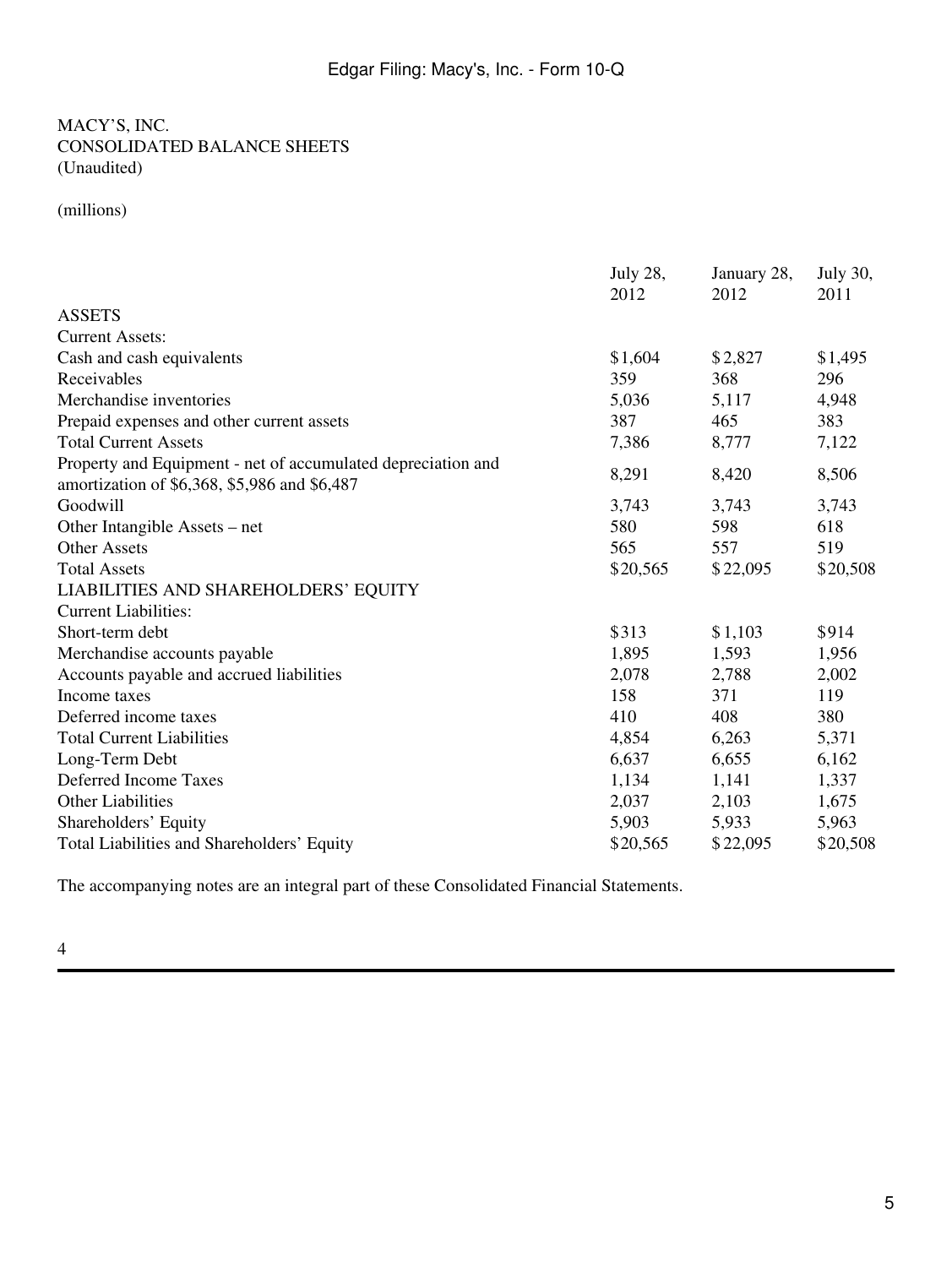MACY'S, INC.
CONSOLIDATED BALANCE SHEETS
(Unaudited)

(millions)

| | July 28, 2012 | January 28, 2012 | July 30, 2011 |
|---|---|---|---|
| ASSETS | | | |
| Current Assets: | | | |
| Cash and cash equivalents | $1,604 | $2,827 | $1,495 |
| Receivables | 359 | 368 | 296 |
| Merchandise inventories | 5,036 | 5,117 | 4,948 |
| Prepaid expenses and other current assets | 387 | 465 | 383 |
| Total Current Assets | 7,386 | 8,777 | 7,122 |
| Property and Equipment - net of accumulated depreciation and amortization of $6,368, $5,986 and $6,487 | 8,291 | 8,420 | 8,506 |
| Goodwill | 3,743 | 3,743 | 3,743 |
| Other Intangible Assets – net | 580 | 598 | 618 |
| Other Assets | 565 | 557 | 519 |
| Total Assets | $20,565 | $22,095 | $20,508 |
| LIABILITIES AND SHAREHOLDERS' EQUITY | | | |
| Current Liabilities: | | | |
| Short-term debt | $313 | $1,103 | $914 |
| Merchandise accounts payable | 1,895 | 1,593 | 1,956 |
| Accounts payable and accrued liabilities | 2,078 | 2,788 | 2,002 |
| Income taxes | 158 | 371 | 119 |
| Deferred income taxes | 410 | 408 | 380 |
| Total Current Liabilities | 4,854 | 6,263 | 5,371 |
| Long-Term Debt | 6,637 | 6,655 | 6,162 |
| Deferred Income Taxes | 1,134 | 1,141 | 1,337 |
| Other Liabilities | 2,037 | 2,103 | 1,675 |
| Shareholders' Equity | 5,903 | 5,933 | 5,963 |
| Total Liabilities and Shareholders' Equity | $20,565 | $22,095 | $20,508 |

The accompanying notes are an integral part of these Consolidated Financial Statements.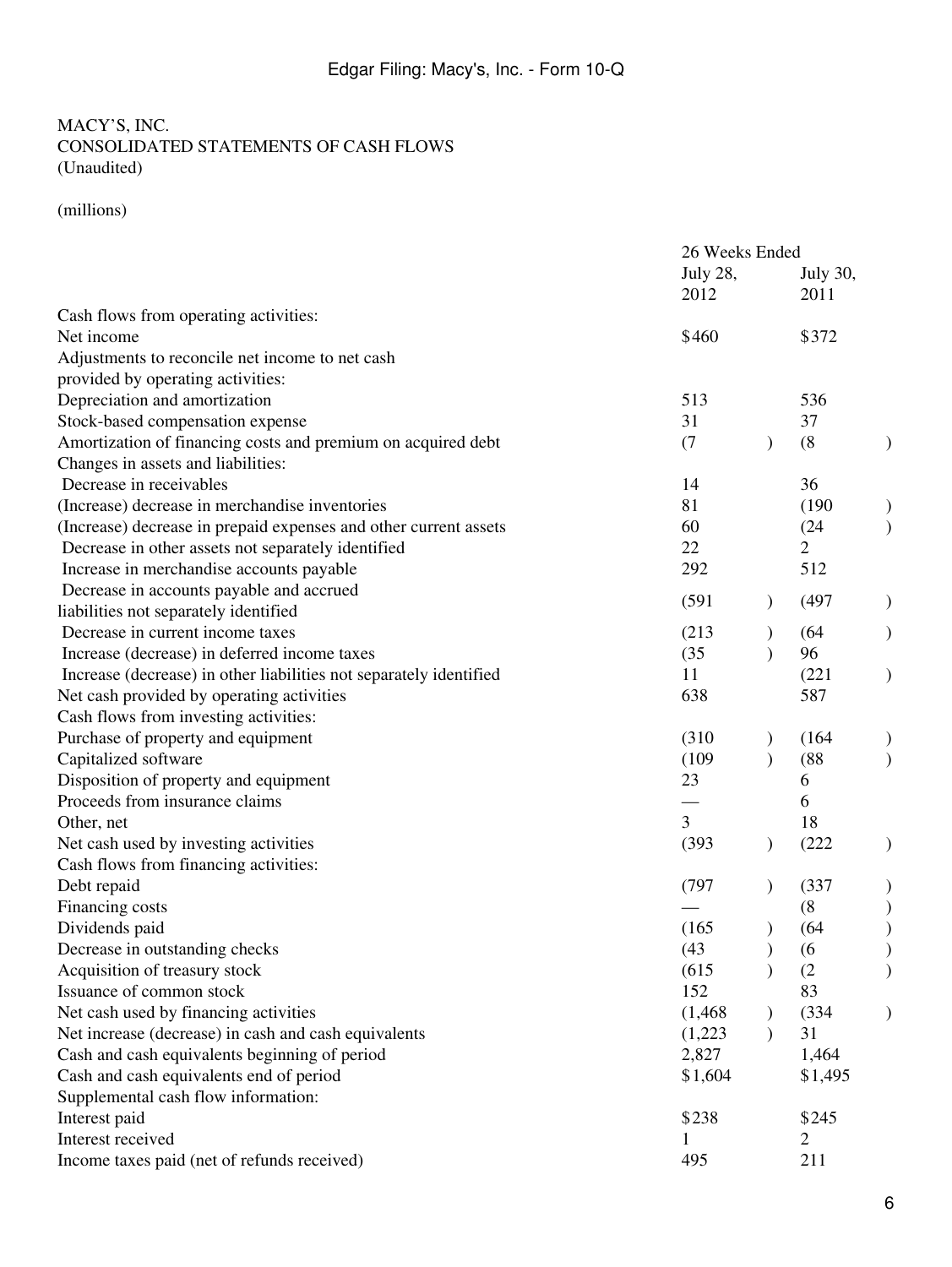MACY'S, INC.
CONSOLIDATED STATEMENTS OF CASH FLOWS
(Unaudited)

(millions)

| | 26 Weeks Ended | |
|---|---|---|
| | July 28, 2012 | July 30, 2011 |
| Cash flows from operating activities: | | |
| Net income | $460 | $372 |
| Adjustments to reconcile net income to net cash provided by operating activities: | | |
| Depreciation and amortization | 513 | 536 |
| Stock-based compensation expense | 31 | 37 |
| Amortization of financing costs and premium on acquired debt | (7) | (8) |
| Changes in assets and liabilities: | | |
| Decrease in receivables | 14 | 36 |
| (Increase) decrease in merchandise inventories | 81 | (190) |
| (Increase) decrease in prepaid expenses and other current assets | 60 | (24) |
| Decrease in other assets not separately identified | 22 | 2 |
| Increase in merchandise accounts payable | 292 | 512 |
| Decrease in accounts payable and accrued liabilities not separately identified | (591) | (497) |
| Decrease in current income taxes | (213) | (64) |
| Increase (decrease) in deferred income taxes | (35) | 96 |
| Increase (decrease) in other liabilities not separately identified | 11 | (221) |
| Net cash provided by operating activities | 638 | 587 |
| Cash flows from investing activities: | | |
| Purchase of property and equipment | (310) | (164) |
| Capitalized software | (109) | (88) |
| Disposition of property and equipment | 23 | 6 |
| Proceeds from insurance claims | — | 6 |
| Other, net | 3 | 18 |
| Net cash used by investing activities | (393) | (222) |
| Cash flows from financing activities: | | |
| Debt repaid | (797) | (337) |
| Financing costs | — | (8) |
| Dividends paid | (165) | (64) |
| Decrease in outstanding checks | (43) | (6) |
| Acquisition of treasury stock | (615) | (2) |
| Issuance of common stock | 152 | 83 |
| Net cash used by financing activities | (1,468) | (334) |
| Net increase (decrease) in cash and cash equivalents | (1,223) | 31 |
| Cash and cash equivalents beginning of period | 2,827 | 1,464 |
| Cash and cash equivalents end of period | $1,604 | $1,495 |
| Supplemental cash flow information: | | |
| Interest paid | $238 | $245 |
| Interest received | 1 | 2 |
| Income taxes paid (net of refunds received) | 495 | 211 |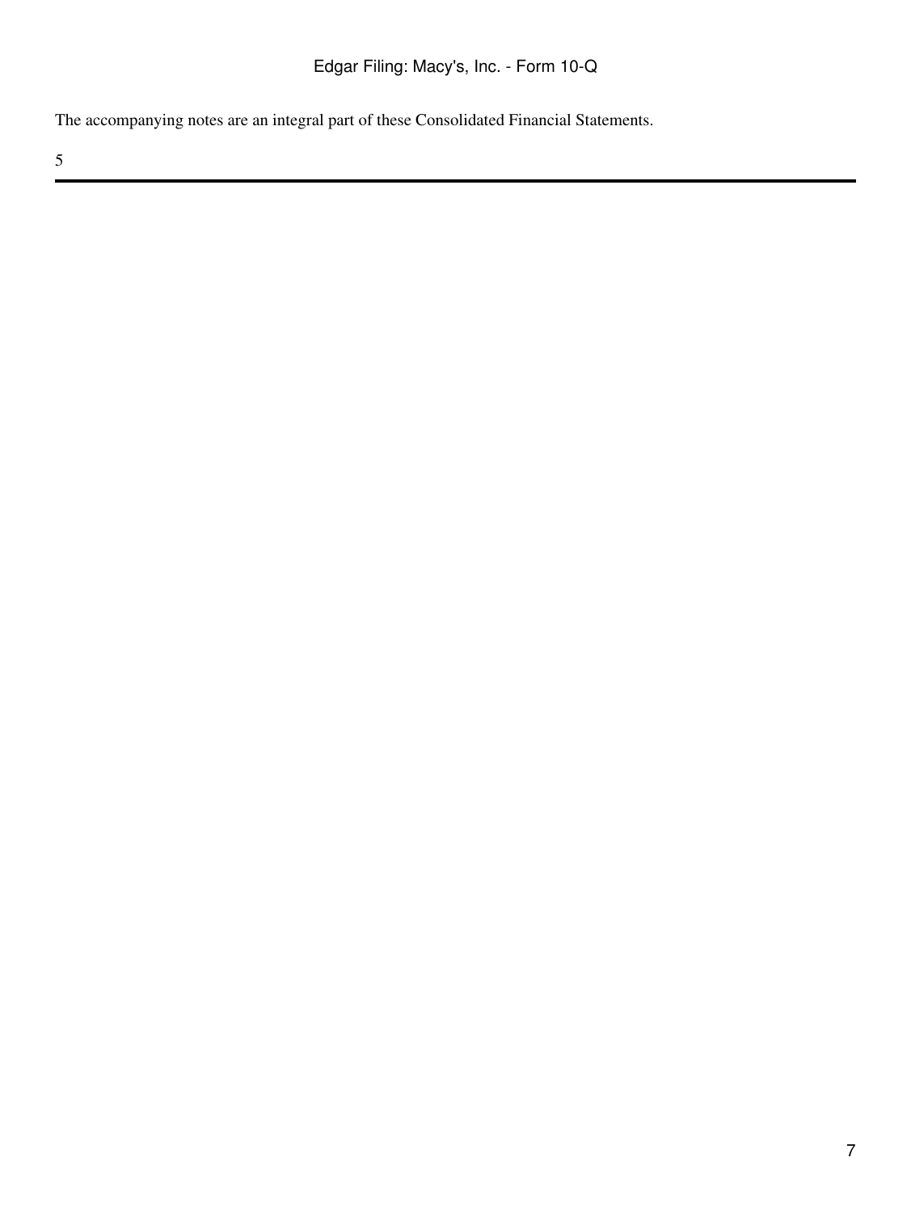The accompanying notes are an integral part of these Consolidated Financial Statements.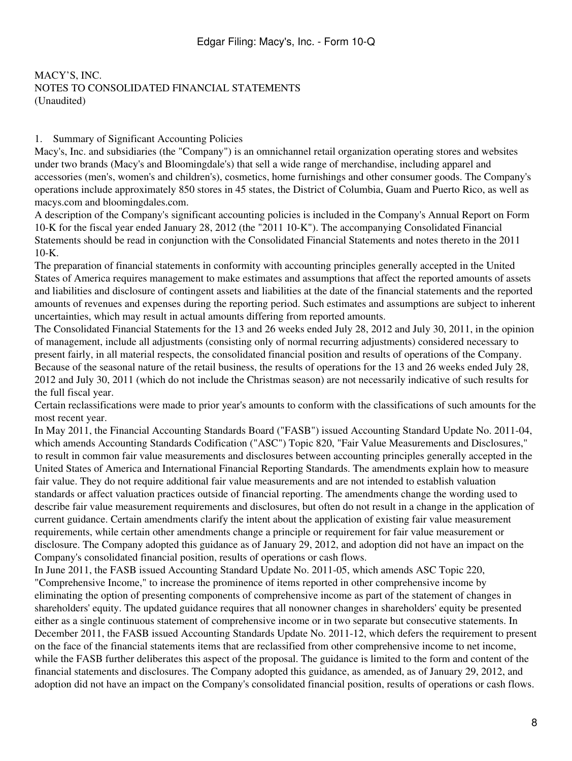MACY'S, INC.
NOTES TO CONSOLIDATED FINANCIAL STATEMENTS
(Unaudited)

1. Summary of Significant Accounting Policies

Macy's, Inc. and subsidiaries (the "Company") is an omnichannel retail organization operating stores and websites under two brands (Macy's and Bloomingdale's) that sell a wide range of merchandise, including apparel and accessories (men's, women's and children's), cosmetics, home furnishings and other consumer goods. The Company's operations include approximately 850 stores in 45 states, the District of Columbia, Guam and Puerto Rico, as well as macys.com and bloomingdales.com.

A description of the Company's significant accounting policies is included in the Company's Annual Report on Form 10-K for the fiscal year ended January 28, 2012 (the "2011 10-K"). The accompanying Consolidated Financial Statements should be read in conjunction with the Consolidated Financial Statements and notes thereto in the 2011 10-K.

The preparation of financial statements in conformity with accounting principles generally accepted in the United States of America requires management to make estimates and assumptions that affect the reported amounts of assets and liabilities and disclosure of contingent assets and liabilities at the date of the financial statements and the reported amounts of revenues and expenses during the reporting period. Such estimates and assumptions are subject to inherent uncertainties, which may result in actual amounts differing from reported amounts.

The Consolidated Financial Statements for the 13 and 26 weeks ended July 28, 2012 and July 30, 2011, in the opinion of management, include all adjustments (consisting only of normal recurring adjustments) considered necessary to present fairly, in all material respects, the consolidated financial position and results of operations of the Company. Because of the seasonal nature of the retail business, the results of operations for the 13 and 26 weeks ended July 28, 2012 and July 30, 2011 (which do not include the Christmas season) are not necessarily indicative of such results for the full fiscal year.

Certain reclassifications were made to prior year's amounts to conform with the classifications of such amounts for the most recent year.

In May 2011, the Financial Accounting Standards Board ("FASB") issued Accounting Standard Update No. 2011-04, which amends Accounting Standards Codification ("ASC") Topic 820, "Fair Value Measurements and Disclosures," to result in common fair value measurements and disclosures between accounting principles generally accepted in the United States of America and International Financial Reporting Standards. The amendments explain how to measure fair value. They do not require additional fair value measurements and are not intended to establish valuation standards or affect valuation practices outside of financial reporting. The amendments change the wording used to describe fair value measurement requirements and disclosures, but often do not result in a change in the application of current guidance. Certain amendments clarify the intent about the application of existing fair value measurement requirements, while certain other amendments change a principle or requirement for fair value measurement or disclosure. The Company adopted this guidance as of January 29, 2012, and adoption did not have an impact on the Company's consolidated financial position, results of operations or cash flows.

In June 2011, the FASB issued Accounting Standard Update No. 2011-05, which amends ASC Topic 220, "Comprehensive Income," to increase the prominence of items reported in other comprehensive income by eliminating the option of presenting components of comprehensive income as part of the statement of changes in shareholders' equity. The updated guidance requires that all nonowner changes in shareholders' equity be presented either as a single continuous statement of comprehensive income or in two separate but consecutive statements. In December 2011, the FASB issued Accounting Standards Update No. 2011-12, which defers the requirement to present on the face of the financial statements items that are reclassified from other comprehensive income to net income, while the FASB further deliberates this aspect of the proposal. The guidance is limited to the form and content of the financial statements and disclosures. The Company adopted this guidance, as amended, as of January 29, 2012, and adoption did not have an impact on the Company's consolidated financial position, results of operations or cash flows.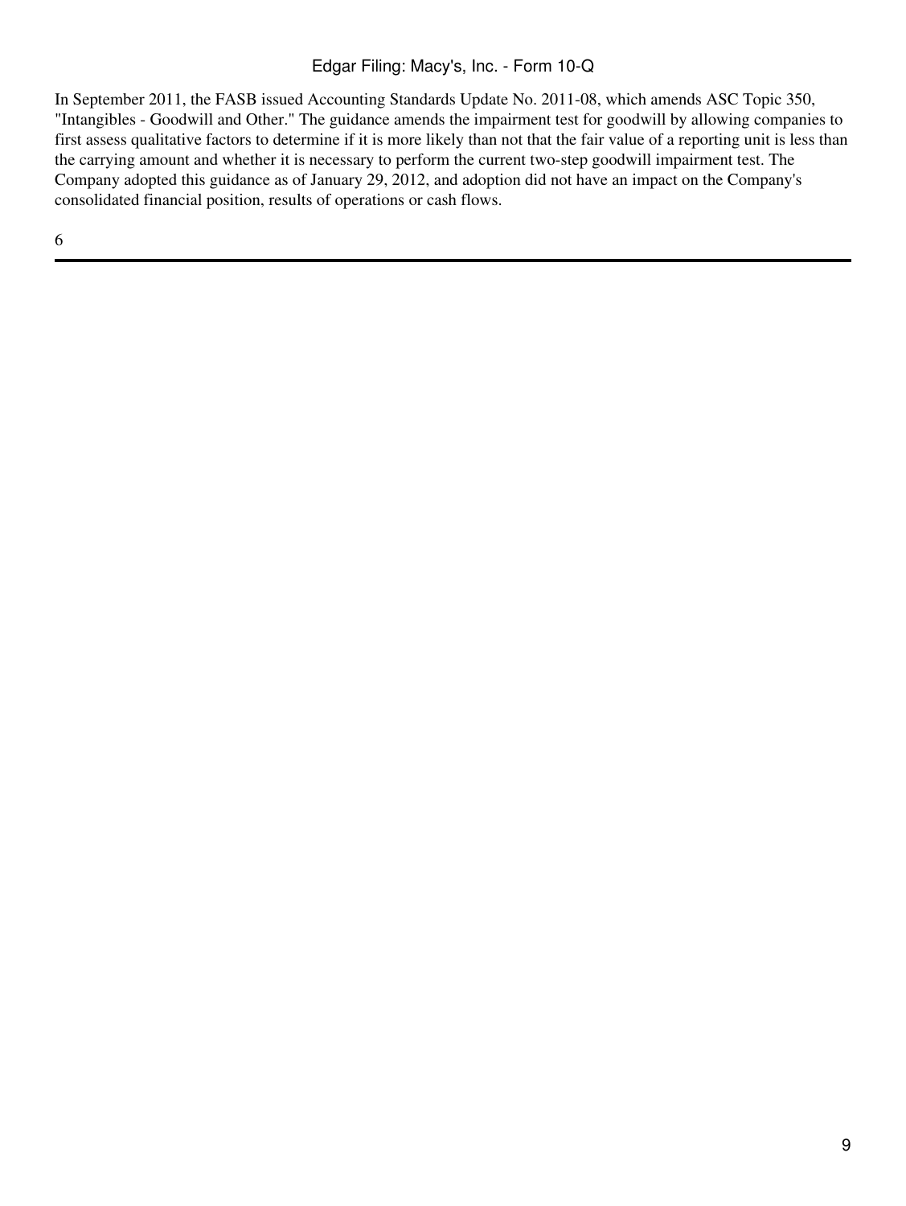In September 2011, the FASB issued Accounting Standards Update No. 2011-08, which amends ASC Topic 350, "Intangibles - Goodwill and Other." The guidance amends the impairment test for goodwill by allowing companies to first assess qualitative factors to determine if it is more likely than not that the fair value of a reporting unit is less than the carrying amount and whether it is necessary to perform the current two-step goodwill impairment test. The Company adopted this guidance as of January 29, 2012, and adoption did not have an impact on the Company's consolidated financial position, results of operations or cash flows.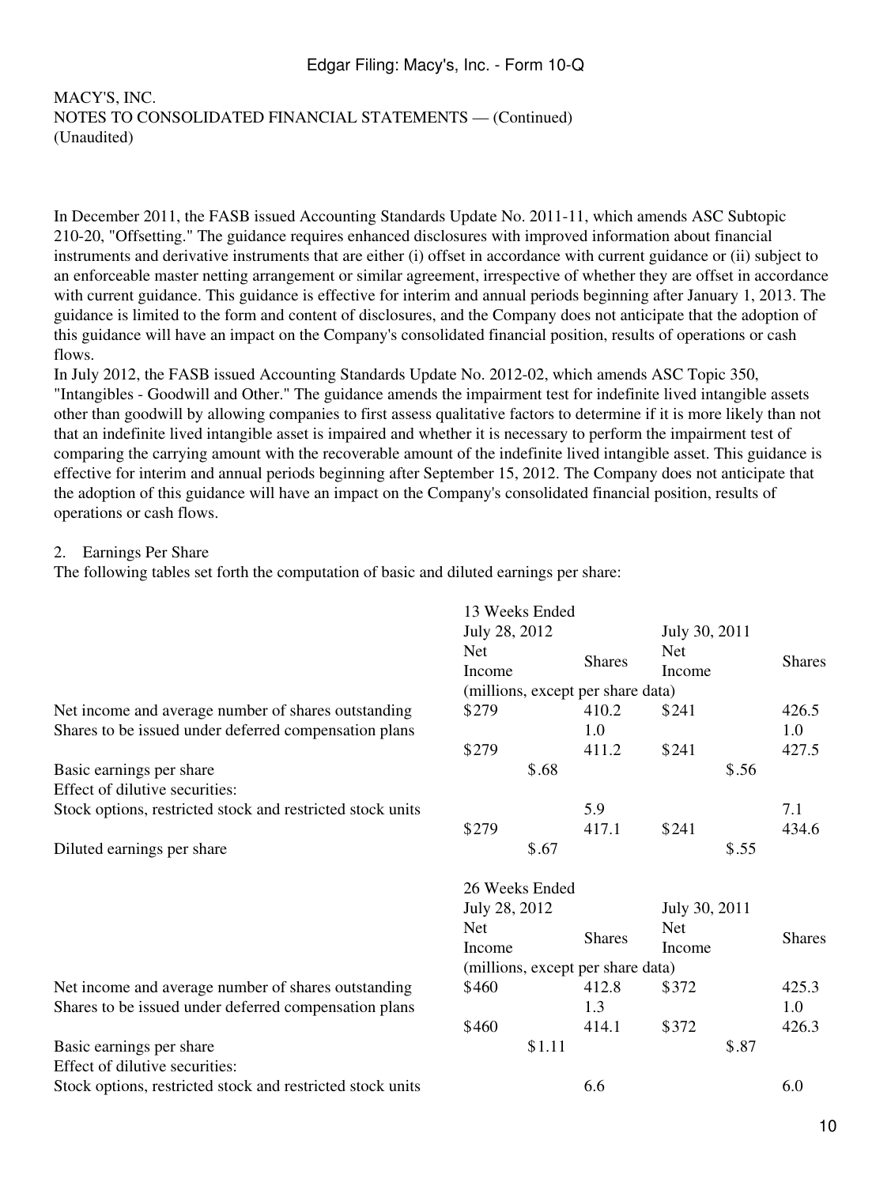MACY'S, INC.
NOTES TO CONSOLIDATED FINANCIAL STATEMENTS — (Continued)
(Unaudited)

In December 2011, the FASB issued Accounting Standards Update No. 2011-11, which amends ASC Subtopic 210-20, "Offsetting." The guidance requires enhanced disclosures with improved information about financial instruments and derivative instruments that are either (i) offset in accordance with current guidance or (ii) subject to an enforceable master netting arrangement or similar agreement, irrespective of whether they are offset in accordance with current guidance. This guidance is effective for interim and annual periods beginning after January 1, 2013. The guidance is limited to the form and content of disclosures, and the Company does not anticipate that the adoption of this guidance will have an impact on the Company's consolidated financial position, results of operations or cash flows.

In July 2012, the FASB issued Accounting Standards Update No. 2012-02, which amends ASC Topic 350, "Intangibles - Goodwill and Other." The guidance amends the impairment test for indefinite lived intangible assets other than goodwill by allowing companies to first assess qualitative factors to determine if it is more likely than not that an indefinite lived intangible asset is impaired and whether it is necessary to perform the impairment test of comparing the carrying amount with the recoverable amount of the indefinite lived intangible asset. This guidance is effective for interim and annual periods beginning after September 15, 2012. The Company does not anticipate that the adoption of this guidance will have an impact on the Company's consolidated financial position, results of operations or cash flows.

2. Earnings Per Share

The following tables set forth the computation of basic and diluted earnings per share:

| | 13 Weeks Ended | | | |
|---|---|---|---|---|
| | July 28, 2012 | | July 30, 2011 | |
| | Net Income | Shares | Net Income | Shares |
| | (millions, except per share data) | | | |
| Net income and average number of shares outstanding | $279 | 410.2 | $241 | 426.5 |
| Shares to be issued under deferred compensation plans | | 1.0 | | 1.0 |
| | $279 | 411.2 | $241 | 427.5 |
| Basic earnings per share | $.68 | | $.56 | |
| Effect of dilutive securities: | | | | |
| Stock options, restricted stock and restricted stock units | | 5.9 | | 7.1 |
| | $279 | 417.1 | $241 | 434.6 |
| Diluted earnings per share | $.67 | | $.55 | |

| | 26 Weeks Ended | | | |
|---|---|---|---|---|
| | July 28, 2012 | | July 30, 2011 | |
| | Net Income | Shares | Net Income | Shares |
| | (millions, except per share data) | | | |
| Net income and average number of shares outstanding | $460 | 412.8 | $372 | 425.3 |
| Shares to be issued under deferred compensation plans | | 1.3 | | 1.0 |
| | $460 | 414.1 | $372 | 426.3 |
| Basic earnings per share | $1.11 | | $.87 | |
| Effect of dilutive securities: | | | | |
| Stock options, restricted stock and restricted stock units | | 6.6 | | 6.0 |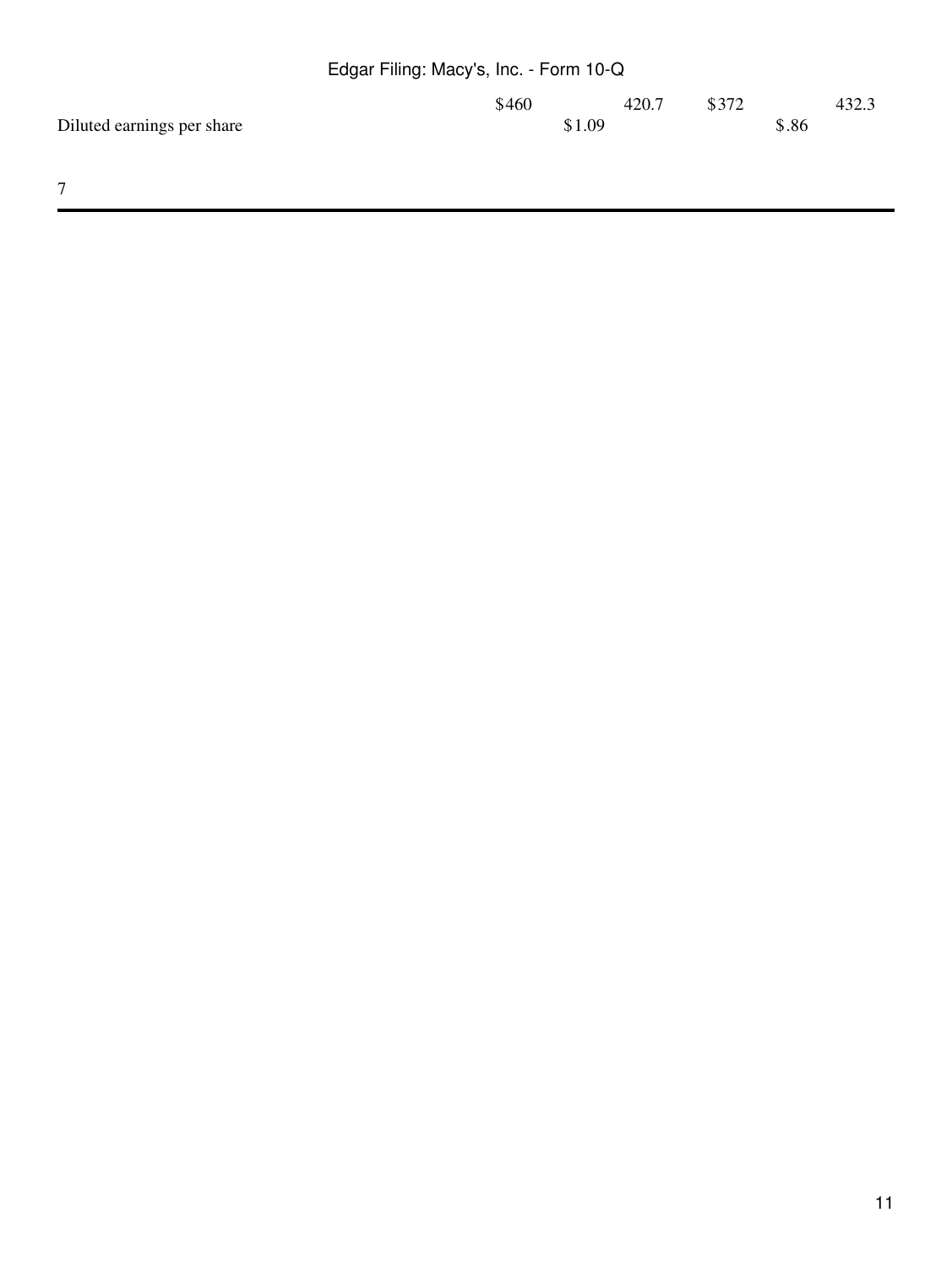|  | $460 | 420.7 | $372 | 432.3 |
|---|---|---|---|---|
| Diluted earnings per share | $1.09 |  | $.86 |  |

7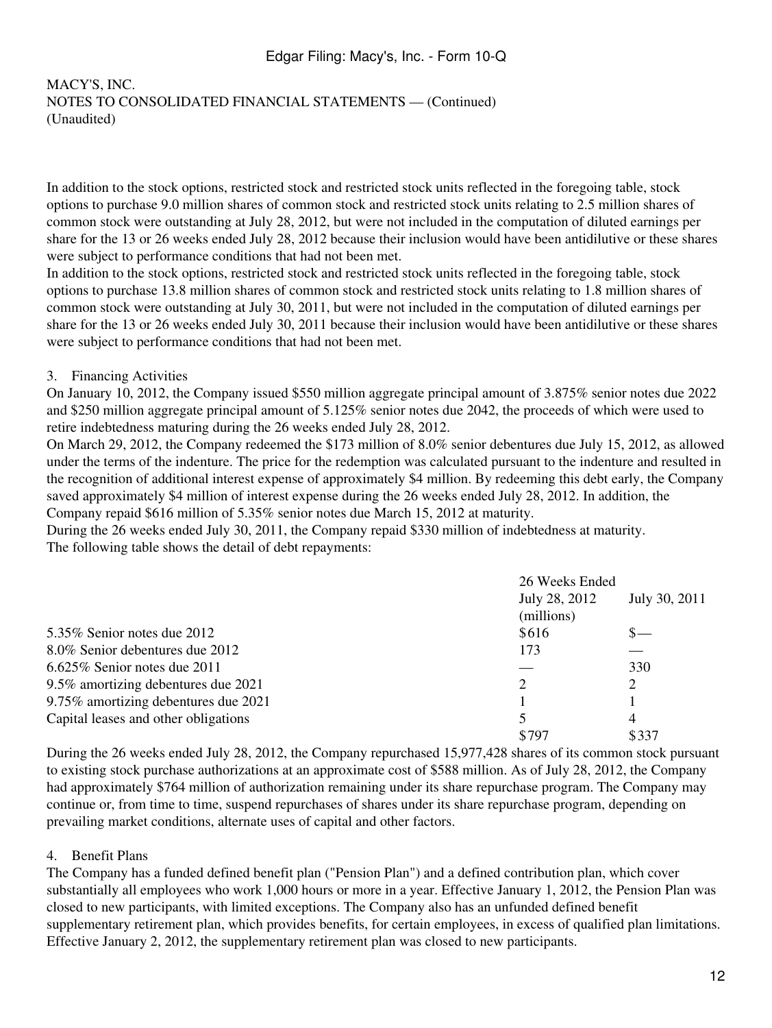MACY'S, INC.
NOTES TO CONSOLIDATED FINANCIAL STATEMENTS — (Continued)
(Unaudited)

In addition to the stock options, restricted stock and restricted stock units reflected in the foregoing table, stock options to purchase 9.0 million shares of common stock and restricted stock units relating to 2.5 million shares of common stock were outstanding at July 28, 2012, but were not included in the computation of diluted earnings per share for the 13 or 26 weeks ended July 28, 2012 because their inclusion would have been antidilutive or these shares were subject to performance conditions that had not been met.
In addition to the stock options, restricted stock and restricted stock units reflected in the foregoing table, stock options to purchase 13.8 million shares of common stock and restricted stock units relating to 1.8 million shares of common stock were outstanding at July 30, 2011, but were not included in the computation of diluted earnings per share for the 13 or 26 weeks ended July 30, 2011 because their inclusion would have been antidilutive or these shares were subject to performance conditions that had not been met.

3. Financing Activities

On January 10, 2012, the Company issued $550 million aggregate principal amount of 3.875% senior notes due 2022 and $250 million aggregate principal amount of 5.125% senior notes due 2042, the proceeds of which were used to retire indebtedness maturing during the 26 weeks ended July 28, 2012.
On March 29, 2012, the Company redeemed the $173 million of 8.0% senior debentures due July 15, 2012, as allowed under the terms of the indenture. The price for the redemption was calculated pursuant to the indenture and resulted in the recognition of additional interest expense of approximately $4 million. By redeeming this debt early, the Company saved approximately $4 million of interest expense during the 26 weeks ended July 28, 2012. In addition, the Company repaid $616 million of 5.35% senior notes due March 15, 2012 at maturity.
During the 26 weeks ended July 30, 2011, the Company repaid $330 million of indebtedness at maturity.
The following table shows the detail of debt repayments:

| | 26 Weeks Ended | |
|---|---|---|
| | July 28, 2012 | July 30, 2011 |
| | (millions) | |
| 5.35% Senior notes due 2012 | $616 | $— |
| 8.0% Senior debentures due 2012 | 173 | — |
| 6.625% Senior notes due 2011 | — | 330 |
| 9.5% amortizing debentures due 2021 | 2 | 2 |
| 9.75% amortizing debentures due 2021 | 1 | 1 |
| Capital leases and other obligations | 5 | 4 |
| | $797 | $337 |

During the 26 weeks ended July 28, 2012, the Company repurchased 15,977,428 shares of its common stock pursuant to existing stock purchase authorizations at an approximate cost of $588 million. As of July 28, 2012, the Company had approximately $764 million of authorization remaining under its share repurchase program. The Company may continue or, from time to time, suspend repurchases of shares under its share repurchase program, depending on prevailing market conditions, alternate uses of capital and other factors.

4. Benefit Plans

The Company has a funded defined benefit plan ("Pension Plan") and a defined contribution plan, which cover substantially all employees who work 1,000 hours or more in a year. Effective January 1, 2012, the Pension Plan was closed to new participants, with limited exceptions. The Company also has an unfunded defined benefit supplementary retirement plan, which provides benefits, for certain employees, in excess of qualified plan limitations. Effective January 2, 2012, the supplementary retirement plan was closed to new participants.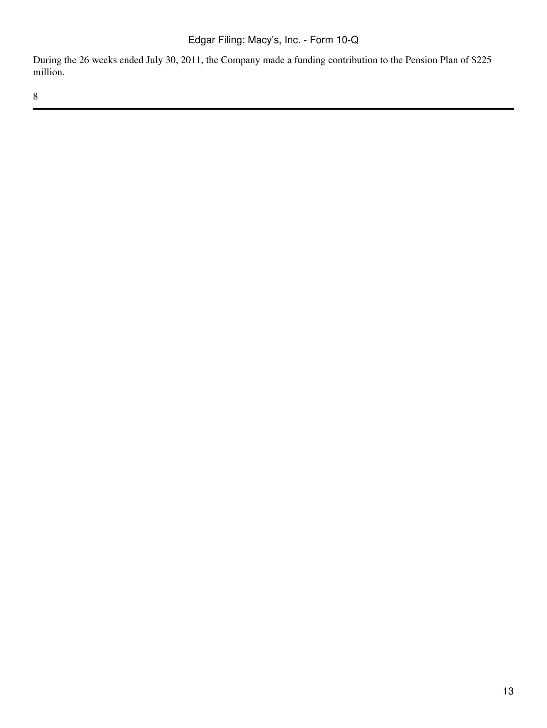During the 26 weeks ended July 30, 2011, the Company made a funding contribution to the Pension Plan of $225 million.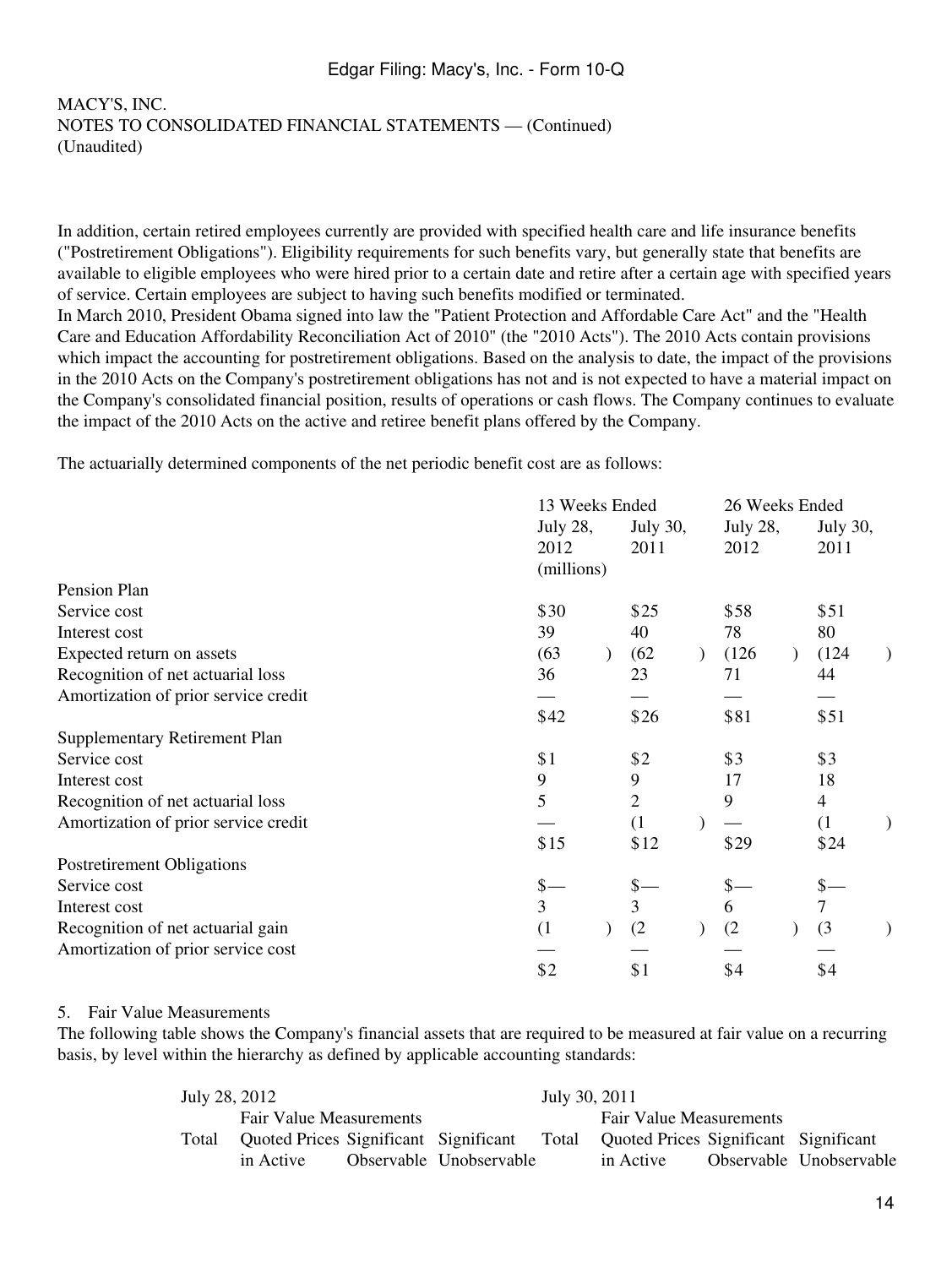MACY'S, INC.
NOTES TO CONSOLIDATED FINANCIAL STATEMENTS — (Continued)
(Unaudited)

In addition, certain retired employees currently are provided with specified health care and life insurance benefits ("Postretirement Obligations"). Eligibility requirements for such benefits vary, but generally state that benefits are available to eligible employees who were hired prior to a certain date and retire after a certain age with specified years of service. Certain employees are subject to having such benefits modified or terminated.

In March 2010, President Obama signed into law the "Patient Protection and Affordable Care Act" and the "Health Care and Education Affordability Reconciliation Act of 2010" (the "2010 Acts"). The 2010 Acts contain provisions which impact the accounting for postretirement obligations. Based on the analysis to date, the impact of the provisions in the 2010 Acts on the Company's postretirement obligations has not and is not expected to have a material impact on the Company's consolidated financial position, results of operations or cash flows. The Company continues to evaluate the impact of the 2010 Acts on the active and retiree benefit plans offered by the Company.

The actuarially determined components of the net periodic benefit cost are as follows:

| | 13 Weeks Ended | | 26 Weeks Ended | |
|---|---|---|---|---|
| | July 28, 2012 | July 30, 2011 | July 28, 2012 | July 30, 2011 |
| | (millions) | | | |
| **Pension Plan** | | | | |
| Service cost | $30 | $25 | $58 | $51 |
| Interest cost | 39 | 40 | 78 | 80 |
| Expected return on assets | (63) | (62) | (126) | (124) |
| Recognition of net actuarial loss | 36 | 23 | 71 | 44 |
| Amortization of prior service credit | — | — | — | — |
| | $42 | $26 | $81 | $51 |
| **Supplementary Retirement Plan** | | | | |
| Service cost | $1 | $2 | $3 | $3 |
| Interest cost | 9 | 9 | 17 | 18 |
| Recognition of net actuarial loss | 5 | 2 | 9 | 4 |
| Amortization of prior service credit | — | (1) | — | (1) |
| | $15 | $12 | $29 | $24 |
| **Postretirement Obligations** | | | | |
| Service cost | $— | $— | $— | $— |
| Interest cost | 3 | 3 | 6 | 7 |
| Recognition of net actuarial gain | (1) | (2) | (2) | (3) |
| Amortization of prior service cost | — | — | — | — |
| | $2 | $1 | $4 | $4 |

5. Fair Value Measurements

The following table shows the Company's financial assets that are required to be measured at fair value on a recurring basis, by level within the hierarchy as defined by applicable accounting standards:

| July 28, 2012 | | | | July 30, 2011 | | | |
|---|---|---|---|---|---|---|---|
| | Fair Value Measurements | | | | Fair Value Measurements | | |
| Total | Quoted Prices in Active | Significant Observable | Significant Unobservable | Total | Quoted Prices in Active | Significant Observable | Significant Unobservable |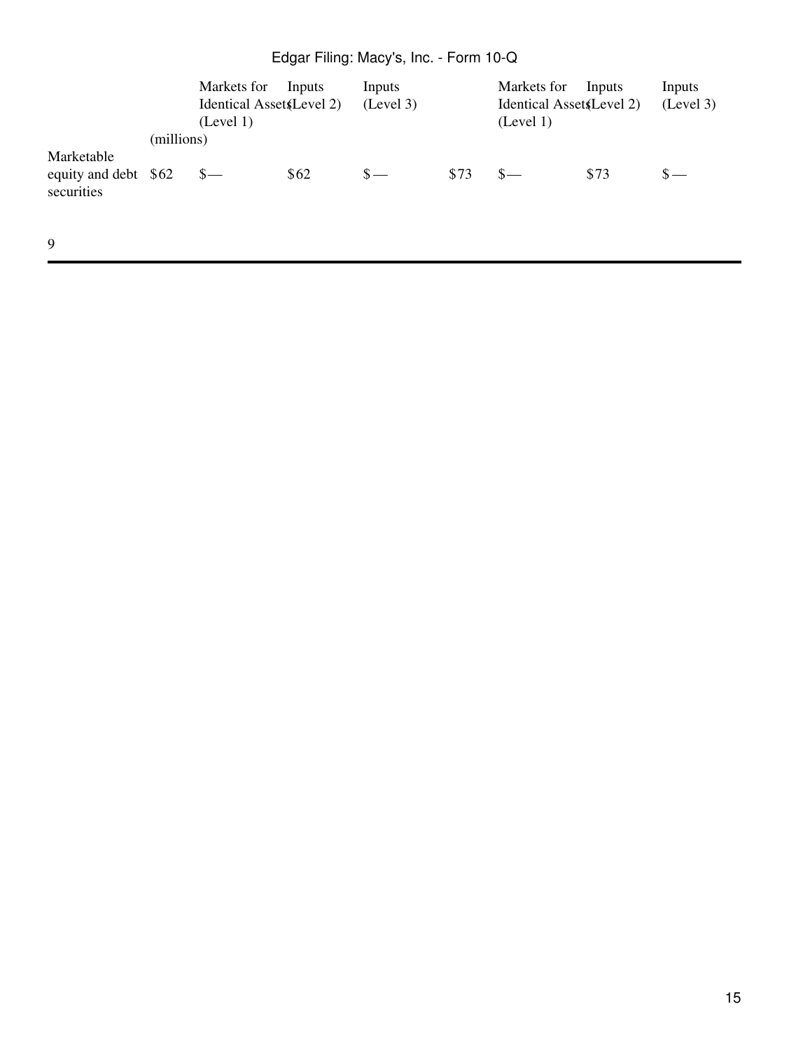| | | Markets for Identical Assets (Level 1) | Inputs (Level 2) | Inputs (Level 3) | | Markets for Identical Assets (Level 1) | Inputs (Level 2) | Inputs (Level 3) |
|---|---|---|---|---|---|---|---|---|
| | (millions) | | | | | | | |
| Marketable equity and debt securities | $62 | $— | $62 | $— | $73 | $— | $73 | $— |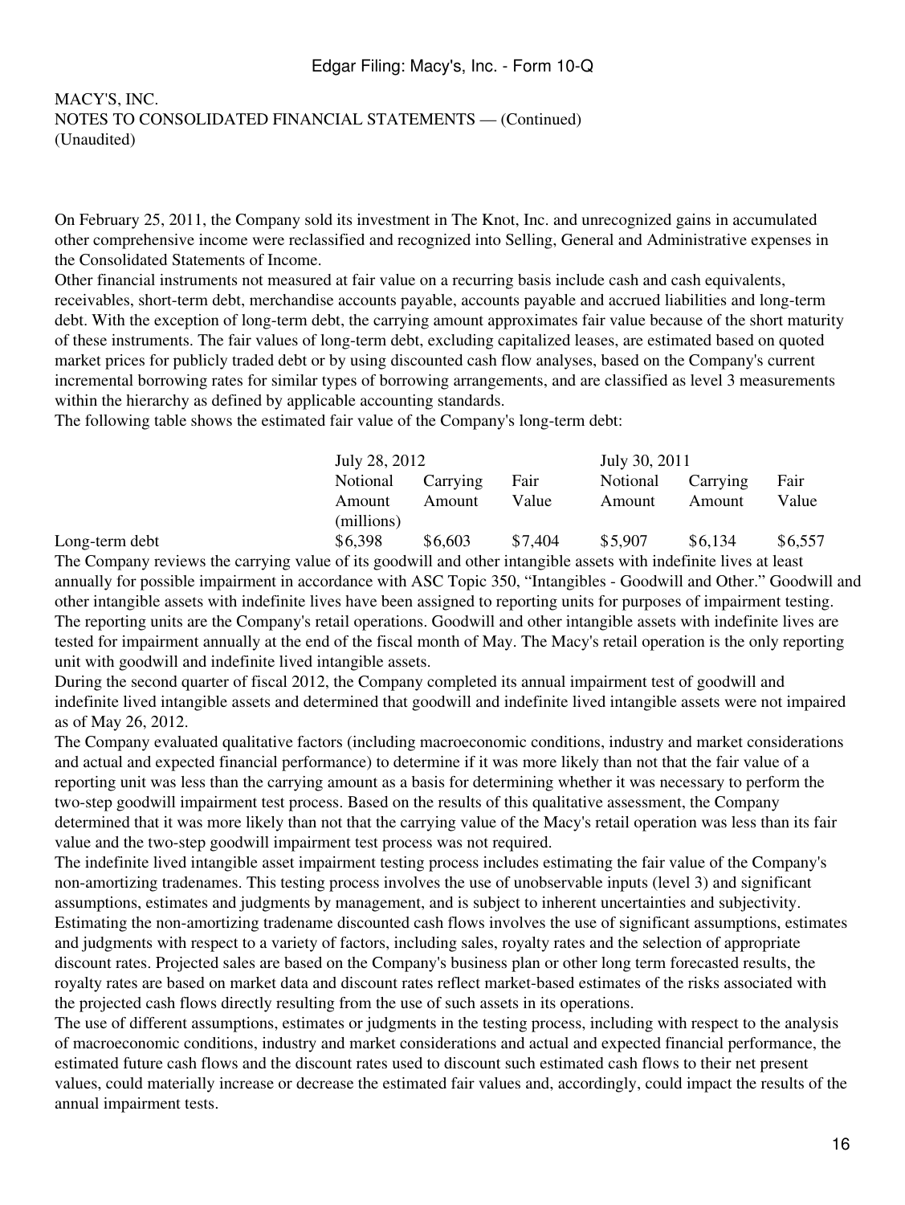MACY'S, INC.
NOTES TO CONSOLIDATED FINANCIAL STATEMENTS — (Continued)
(Unaudited)

On February 25, 2011, the Company sold its investment in The Knot, Inc. and unrecognized gains in accumulated other comprehensive income were reclassified and recognized into Selling, General and Administrative expenses in the Consolidated Statements of Income.

Other financial instruments not measured at fair value on a recurring basis include cash and cash equivalents, receivables, short-term debt, merchandise accounts payable, accounts payable and accrued liabilities and long-term debt. With the exception of long-term debt, the carrying amount approximates fair value because of the short maturity of these instruments. The fair values of long-term debt, excluding capitalized leases, are estimated based on quoted market prices for publicly traded debt or by using discounted cash flow analyses, based on the Company's current incremental borrowing rates for similar types of borrowing arrangements, and are classified as level 3 measurements within the hierarchy as defined by applicable accounting standards.

The following table shows the estimated fair value of the Company's long-term debt:

| | July 28, 2012 | | | July 30, 2011 | | |
|---|---|---|---|---|---|---|
| | Notional Amount | Carrying Amount | Fair Value | Notional Amount | Carrying Amount | Fair Value |
| | (millions) | | | | | |
| Long-term debt | $6,398 | $6,603 | $7,404 | $5,907 | $6,134 | $6,557 |

The Company reviews the carrying value of its goodwill and other intangible assets with indefinite lives at least annually for possible impairment in accordance with ASC Topic 350, "Intangibles - Goodwill and Other." Goodwill and other intangible assets with indefinite lives have been assigned to reporting units for purposes of impairment testing. The reporting units are the Company's retail operations. Goodwill and other intangible assets with indefinite lives are tested for impairment annually at the end of the fiscal month of May. The Macy's retail operation is the only reporting unit with goodwill and indefinite lived intangible assets.

During the second quarter of fiscal 2012, the Company completed its annual impairment test of goodwill and indefinite lived intangible assets and determined that goodwill and indefinite lived intangible assets were not impaired as of May 26, 2012.

The Company evaluated qualitative factors (including macroeconomic conditions, industry and market considerations and actual and expected financial performance) to determine if it was more likely than not that the fair value of a reporting unit was less than the carrying amount as a basis for determining whether it was necessary to perform the two-step goodwill impairment test process. Based on the results of this qualitative assessment, the Company determined that it was more likely than not that the carrying value of the Macy's retail operation was less than its fair value and the two-step goodwill impairment test process was not required.

The indefinite lived intangible asset impairment testing process includes estimating the fair value of the Company's non-amortizing tradenames. This testing process involves the use of unobservable inputs (level 3) and significant assumptions, estimates and judgments by management, and is subject to inherent uncertainties and subjectivity. Estimating the non-amortizing tradename discounted cash flows involves the use of significant assumptions, estimates and judgments with respect to a variety of factors, including sales, royalty rates and the selection of appropriate discount rates. Projected sales are based on the Company's business plan or other long term forecasted results, the royalty rates are based on market data and discount rates reflect market-based estimates of the risks associated with the projected cash flows directly resulting from the use of such assets in its operations.

The use of different assumptions, estimates or judgments in the testing process, including with respect to the analysis of macroeconomic conditions, industry and market considerations and actual and expected financial performance, the estimated future cash flows and the discount rates used to discount such estimated cash flows to their net present values, could materially increase or decrease the estimated fair values and, accordingly, could impact the results of the annual impairment tests.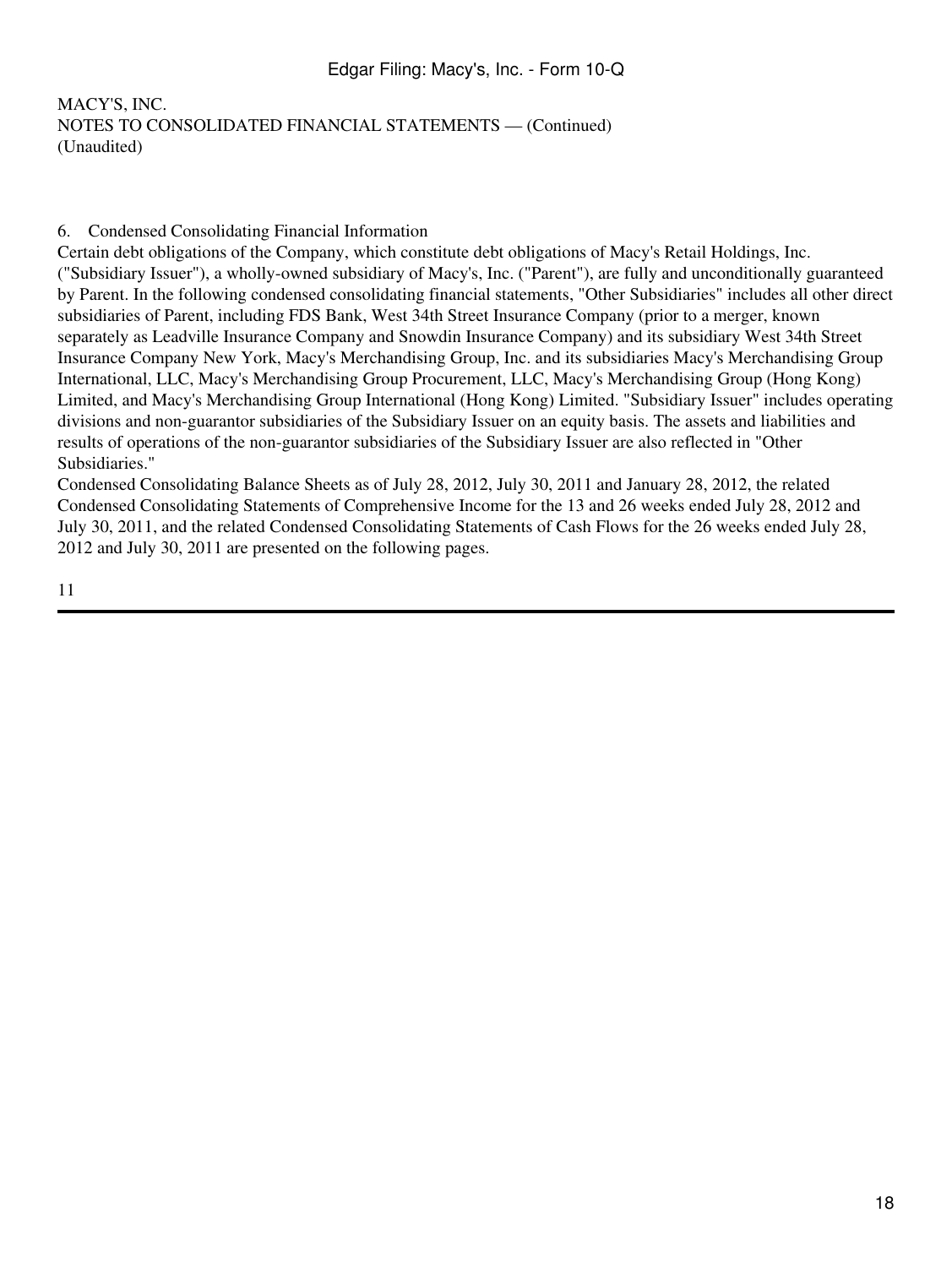MACY'S, INC.
NOTES TO CONSOLIDATED FINANCIAL STATEMENTS — (Continued)
(Unaudited)

## 6. Condensed Consolidating Financial Information

Certain debt obligations of the Company, which constitute debt obligations of Macy's Retail Holdings, Inc. ("Subsidiary Issuer"), a wholly-owned subsidiary of Macy's, Inc. ("Parent"), are fully and unconditionally guaranteed by Parent. In the following condensed consolidating financial statements, "Other Subsidiaries" includes all other direct subsidiaries of Parent, including FDS Bank, West 34th Street Insurance Company (prior to a merger, known separately as Leadville Insurance Company and Snowdin Insurance Company) and its subsidiary West 34th Street Insurance Company New York, Macy's Merchandising Group, Inc. and its subsidiaries Macy's Merchandising Group International, LLC, Macy's Merchandising Group Procurement, LLC, Macy's Merchandising Group (Hong Kong) Limited, and Macy's Merchandising Group International (Hong Kong) Limited. "Subsidiary Issuer" includes operating divisions and non-guarantor subsidiaries of the Subsidiary Issuer on an equity basis. The assets and liabilities and results of operations of the non-guarantor subsidiaries of the Subsidiary Issuer are also reflected in "Other Subsidiaries."

Condensed Consolidating Balance Sheets as of July 28, 2012, July 30, 2011 and January 28, 2012, the related Condensed Consolidating Statements of Comprehensive Income for the 13 and 26 weeks ended July 28, 2012 and July 30, 2011, and the related Condensed Consolidating Statements of Cash Flows for the 26 weeks ended July 28, 2012 and July 30, 2011 are presented on the following pages.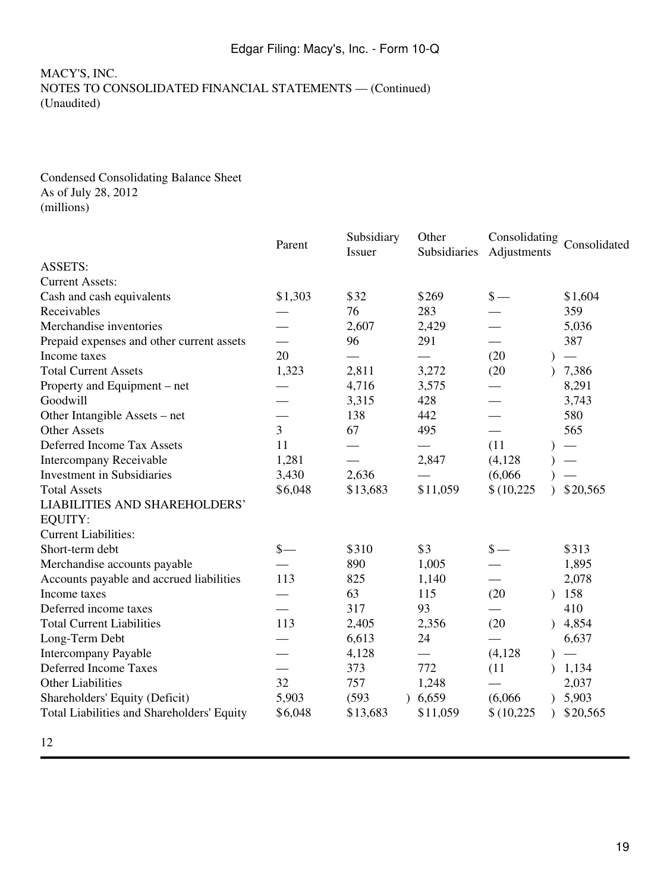MACY'S, INC.
NOTES TO CONSOLIDATED FINANCIAL STATEMENTS — (Continued)
(Unaudited)

Condensed Consolidating Balance Sheet
As of July 28, 2012
(millions)

| | Parent | Subsidiary Issuer | Other Subsidiaries | Consolidating Adjustments | Consolidated |
|---|---|---|---|---|---|
| ASSETS: | | | | | |
| Current Assets: | | | | | |
| Cash and cash equivalents | $1,303 | $32 | $269 | $— | $1,604 |
| Receivables | — | 76 | 283 | — | 359 |
| Merchandise inventories | — | 2,607 | 2,429 | — | 5,036 |
| Prepaid expenses and other current assets | — | 96 | 291 | — | 387 |
| Income taxes | 20 | — | — | (20) | — |
| Total Current Assets | 1,323 | 2,811 | 3,272 | (20) | 7,386 |
| Property and Equipment – net | — | 4,716 | 3,575 | — | 8,291 |
| Goodwill | — | 3,315 | 428 | — | 3,743 |
| Other Intangible Assets – net | — | 138 | 442 | — | 580 |
| Other Assets | 3 | 67 | 495 | — | 565 |
| Deferred Income Tax Assets | 11 | — | — | (11) | — |
| Intercompany Receivable | 1,281 | — | 2,847 | (4,128) | — |
| Investment in Subsidiaries | 3,430 | 2,636 | — | (6,066) | — |
| Total Assets | $6,048 | $13,683 | $11,059 | $(10,225) | $20,565 |
| LIABILITIES AND SHAREHOLDERS' EQUITY: | | | | | |
| Current Liabilities: | | | | | |
| Short-term debt | $— | $310 | $3 | $— | $313 |
| Merchandise accounts payable | — | 890 | 1,005 | — | 1,895 |
| Accounts payable and accrued liabilities | 113 | 825 | 1,140 | — | 2,078 |
| Income taxes | — | 63 | 115 | (20) | 158 |
| Deferred income taxes | — | 317 | 93 | — | 410 |
| Total Current Liabilities | 113 | 2,405 | 2,356 | (20) | 4,854 |
| Long-Term Debt | — | 6,613 | 24 | — | 6,637 |
| Intercompany Payable | — | 4,128 | — | (4,128) | — |
| Deferred Income Taxes | — | 373 | 772 | (11) | 1,134 |
| Other Liabilities | 32 | 757 | 1,248 | — | 2,037 |
| Shareholders' Equity (Deficit) | 5,903 | (593) | 6,659 | (6,066) | 5,903 |
| Total Liabilities and Shareholders' Equity | $6,048 | $13,683 | $11,059 | $(10,225) | $20,565 |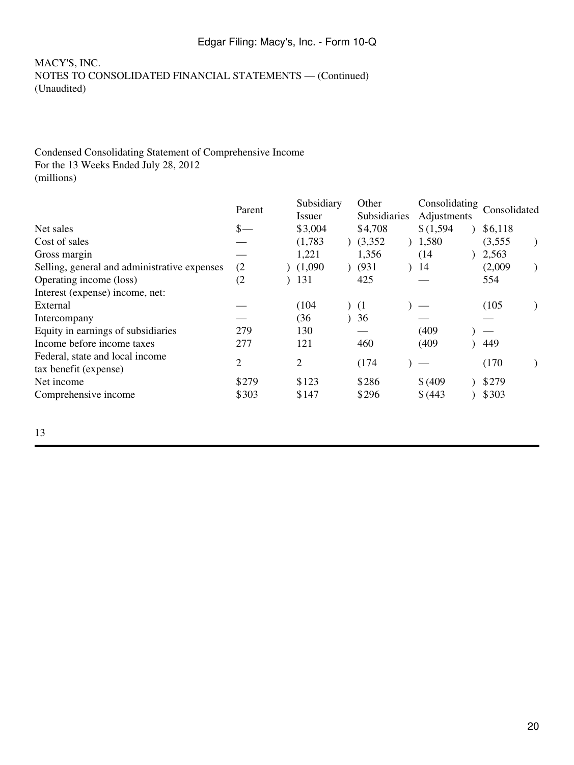MACY'S, INC.
NOTES TO CONSOLIDATED FINANCIAL STATEMENTS — (Continued)
(Unaudited)

Condensed Consolidating Statement of Comprehensive Income
For the 13 Weeks Ended July 28, 2012
(millions)

| | Parent | Subsidiary Issuer | Other Subsidiaries | Consolidating Adjustments | Consolidated |
|---|---|---|---|---|---|
| Net sales | $— | $3,004 | $4,708 | $(1,594) | $6,118 |
| Cost of sales | — | (1,783) | (3,352) | 1,580 | (3,555) |
| Gross margin | — | 1,221 | 1,356 | (14) | 2,563 |
| Selling, general and administrative expenses | (2) | (1,090) | (931) | 14 | (2,009) |
| Operating income (loss) | (2) | 131 | 425 | — | 554 |
| Interest (expense) income, net: | | | | | |
| External | — | (104) | (1) | — | (105) |
| Intercompany | — | (36) | 36 | — | — |
| Equity in earnings of subsidiaries | 279 | 130 | — | (409) | — |
| Income before income taxes | 277 | 121 | 460 | (409) | 449 |
| Federal, state and local income tax benefit (expense) | 2 | 2 | (174) | — | (170) |
| Net income | $279 | $123 | $286 | $(409) | $279 |
| Comprehensive income | $303 | $147 | $296 | $(443) | $303 |

13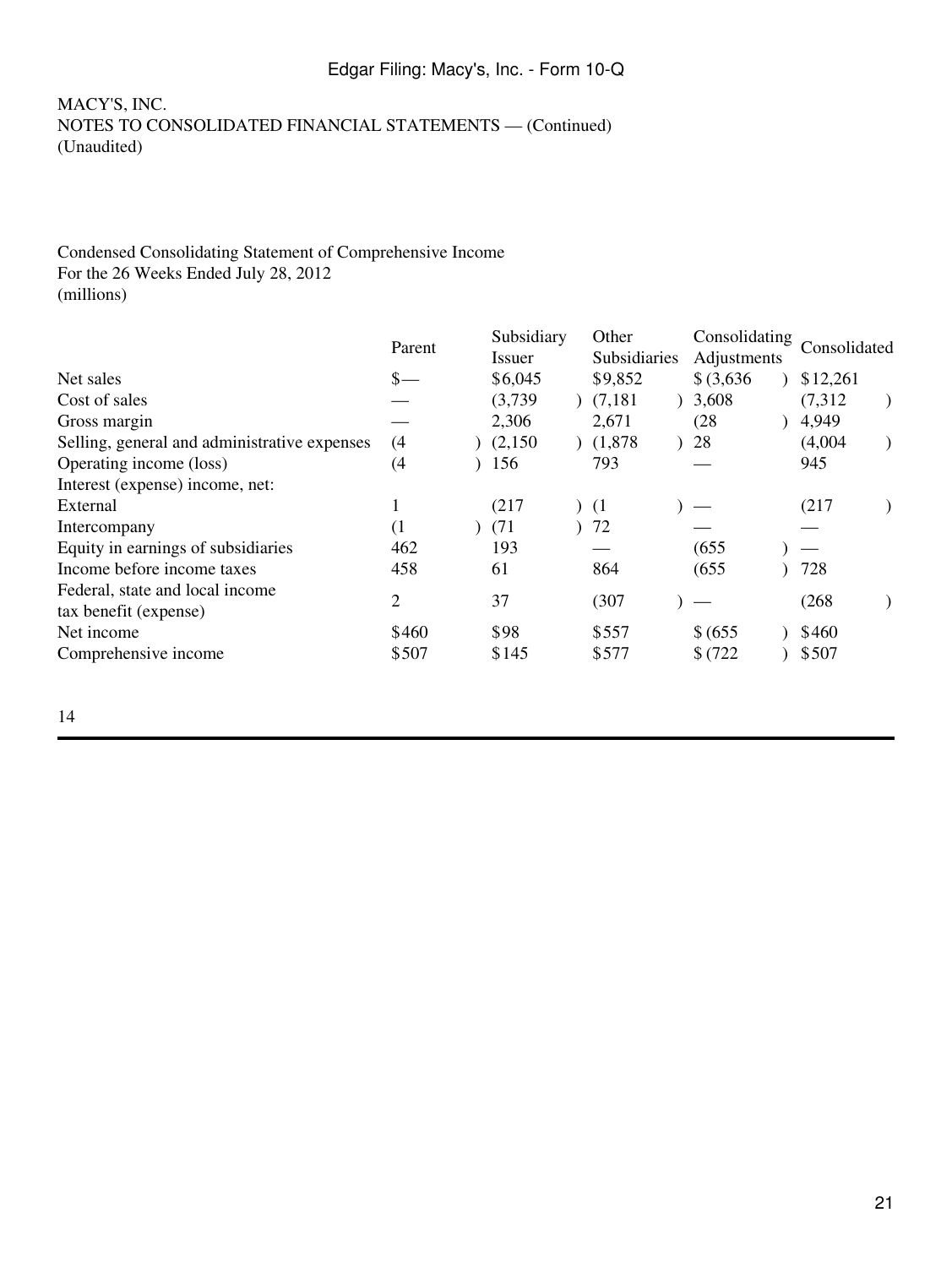MACY'S, INC.
NOTES TO CONSOLIDATED FINANCIAL STATEMENTS — (Continued)
(Unaudited)

Condensed Consolidating Statement of Comprehensive Income
For the 26 Weeks Ended July 28, 2012
(millions)

| | Parent | Subsidiary Issuer | Other Subsidiaries | Consolidating Adjustments | Consolidated |
|---|---|---|---|---|---|
| Net sales | $— | $6,045 | $9,852 | $(3,636) | $12,261 |
| Cost of sales | — | (3,739) | (7,181) | 3,608 | (7,312) |
| Gross margin | — | 2,306 | 2,671 | (28) | 4,949 |
| Selling, general and administrative expenses | (4) | (2,150) | (1,878) | 28 | (4,004) |
| Operating income (loss) | (4) | 156 | 793 | — | 945 |
| Interest (expense) income, net: | | | | | |
| External | 1 | (217) | (1) | — | (217) |
| Intercompany | (1) | (71) | 72 | — | — |
| Equity in earnings of subsidiaries | 462 | 193 | — | (655) | — |
| Income before income taxes | 458 | 61 | 864 | (655) | 728 |
| Federal, state and local income tax benefit (expense) | 2 | 37 | (307) | — | (268) |
| Net income | $460 | $98 | $557 | $(655) | $460 |
| Comprehensive income | $507 | $145 | $577 | $(722) | $507 |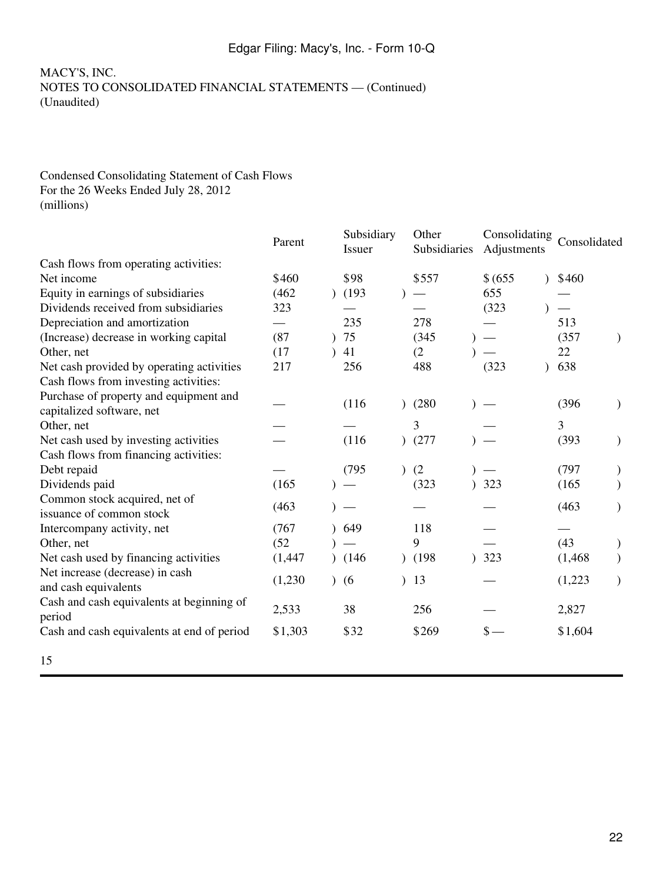MACY'S, INC.
NOTES TO CONSOLIDATED FINANCIAL STATEMENTS — (Continued)
(Unaudited)

Condensed Consolidating Statement of Cash Flows
For the 26 Weeks Ended July 28, 2012
(millions)

| | Parent | Subsidiary Issuer | Other Subsidiaries | Consolidating Adjustments | Consolidated |
|---|---|---|---|---|---|
| Cash flows from operating activities: | | | | | |
| Net income | $460 | $98 | $557 | $ (655) | $460 |
| Equity in earnings of subsidiaries | (462) | (193) | — | 655 | — |
| Dividends received from subsidiaries | 323 | — | — | (323) | — |
| Depreciation and amortization | — | 235 | 278 | — | 513 |
| (Increase) decrease in working capital | (87) | 75 | (345) | — | (357) |
| Other, net | (17) | 41 | (2) | — | 22 |
| Net cash provided by operating activities | 217 | 256 | 488 | (323) | 638 |
| Cash flows from investing activities: | | | | | |
| Purchase of property and equipment and capitalized software, net | — | (116) | (280) | — | (396) |
| Other, net | — | — | 3 | — | 3 |
| Net cash used by investing activities | — | (116) | (277) | — | (393) |
| Cash flows from financing activities: | | | | | |
| Debt repaid | — | (795) | (2) | — | (797) |
| Dividends paid | (165) | — | (323) | 323 | (165) |
| Common stock acquired, net of issuance of common stock | (463) | — | — | — | (463) |
| Intercompany activity, net | (767) | 649 | 118 | — | — |
| Other, net | (52) | — | 9 | — | (43) |
| Net cash used by financing activities | (1,447) | (146) | (198) | 323 | (1,468) |
| Net increase (decrease) in cash and cash equivalents | (1,230) | (6) | 13 | — | (1,223) |
| Cash and cash equivalents at beginning of period | 2,533 | 38 | 256 | — | 2,827 |
| Cash and cash equivalents at end of period | $1,303 | $32 | $269 | $ — | $1,604 |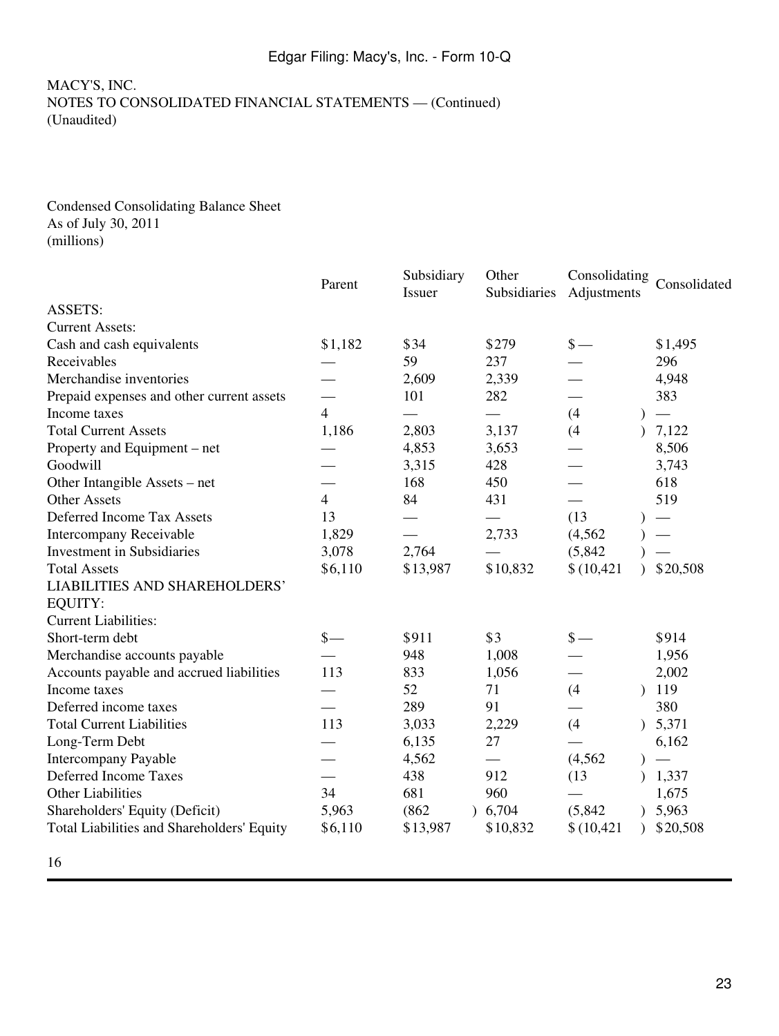MACY'S, INC.
NOTES TO CONSOLIDATED FINANCIAL STATEMENTS — (Continued)
(Unaudited)

Condensed Consolidating Balance Sheet
As of July 30, 2011
(millions)

| | Parent | Subsidiary Issuer | Other Subsidiaries | Consolidating Adjustments | Consolidated |
|---|---|---|---|---|---|
| ASSETS: | | | | | |
| Current Assets: | | | | | |
| Cash and cash equivalents | $1,182 | $34 | $279 | $— | $1,495 |
| Receivables | — | 59 | 237 | — | 296 |
| Merchandise inventories | — | 2,609 | 2,339 | — | 4,948 |
| Prepaid expenses and other current assets | — | 101 | 282 | — | 383 |
| Income taxes | 4 | — | — | (4) | — |
| Total Current Assets | 1,186 | 2,803 | 3,137 | (4) | 7,122 |
| Property and Equipment – net | — | 4,853 | 3,653 | — | 8,506 |
| Goodwill | — | 3,315 | 428 | — | 3,743 |
| Other Intangible Assets – net | — | 168 | 450 | — | 618 |
| Other Assets | 4 | 84 | 431 | — | 519 |
| Deferred Income Tax Assets | 13 | — | — | (13) | — |
| Intercompany Receivable | 1,829 | — | 2,733 | (4,562) | — |
| Investment in Subsidiaries | 3,078 | 2,764 | — | (5,842) | — |
| Total Assets | $6,110 | $13,987 | $10,832 | $(10,421) | $20,508 |
| LIABILITIES AND SHAREHOLDERS' EQUITY: | | | | | |
| Current Liabilities: | | | | | |
| Short-term debt | $— | $911 | $3 | $— | $914 |
| Merchandise accounts payable | — | 948 | 1,008 | — | 1,956 |
| Accounts payable and accrued liabilities | 113 | 833 | 1,056 | — | 2,002 |
| Income taxes | — | 52 | 71 | (4) | 119 |
| Deferred income taxes | — | 289 | 91 | — | 380 |
| Total Current Liabilities | 113 | 3,033 | 2,229 | (4) | 5,371 |
| Long-Term Debt | — | 6,135 | 27 | — | 6,162 |
| Intercompany Payable | — | 4,562 | — | (4,562) | — |
| Deferred Income Taxes | — | 438 | 912 | (13) | 1,337 |
| Other Liabilities | 34 | 681 | 960 | — | 1,675 |
| Shareholders' Equity (Deficit) | 5,963 | (862) | 6,704 | (5,842) | 5,963 |
| Total Liabilities and Shareholders' Equity | $6,110 | $13,987 | $10,832 | $(10,421) | $20,508 |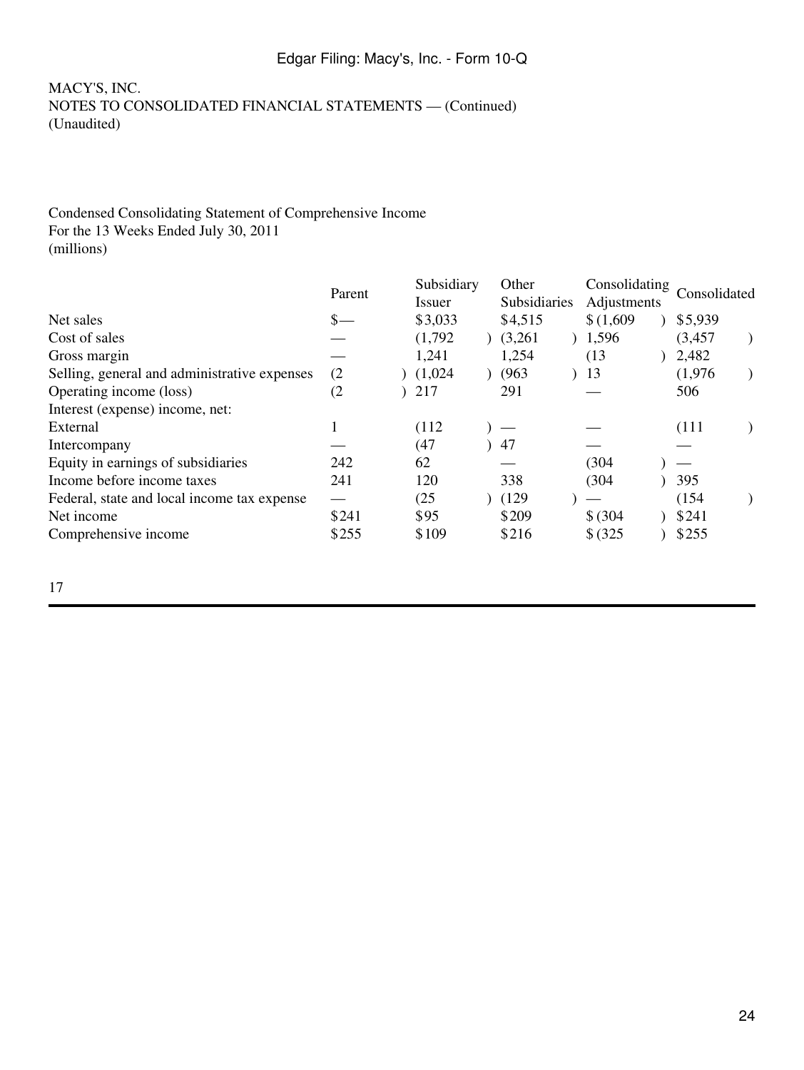MACY'S, INC.
NOTES TO CONSOLIDATED FINANCIAL STATEMENTS — (Continued)
(Unaudited)

Condensed Consolidating Statement of Comprehensive Income
For the 13 Weeks Ended July 30, 2011
(millions)

| | Parent | Subsidiary Issuer | Other Subsidiaries | Consolidating Adjustments | Consolidated |
|---|---|---|---|---|---|
| Net sales | $— | $3,033 | $4,515 | $(1,609) | $5,939 |
| Cost of sales | — | (1,792) | (3,261) | 1,596 | (3,457) |
| Gross margin | — | 1,241 | 1,254 | (13) | 2,482 |
| Selling, general and administrative expenses | (2) | (1,024) | (963) | 13 | (1,976) |
| Operating income (loss) | (2) | 217 | 291 | — | 506 |
| Interest (expense) income, net: | | | | | |
| External | 1 | (112) | — | — | (111) |
| Intercompany | — | (47) | 47 | — | — |
| Equity in earnings of subsidiaries | 242 | 62 | — | (304) | — |
| Income before income taxes | 241 | 120 | 338 | (304) | 395 |
| Federal, state and local income tax expense | — | (25) | (129) | — | (154) |
| Net income | $241 | $95 | $209 | $(304) | $241 |
| Comprehensive income | $255 | $109 | $216 | $(325) | $255 |

17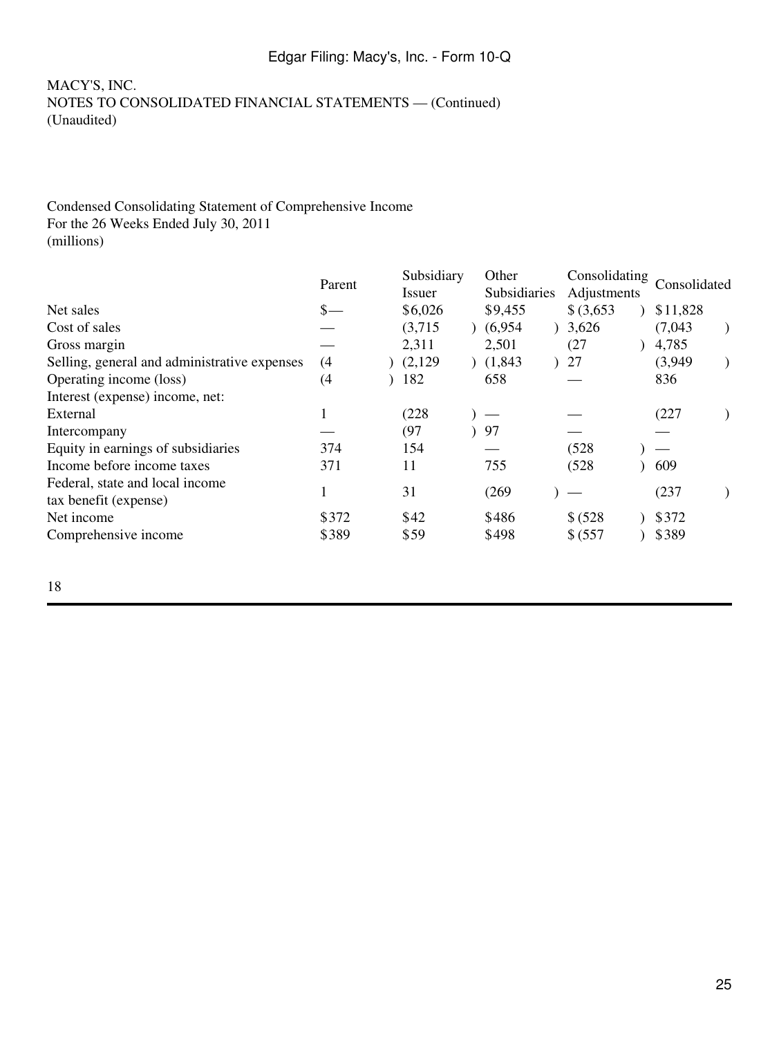MACY'S, INC.
NOTES TO CONSOLIDATED FINANCIAL STATEMENTS — (Continued)
(Unaudited)

Condensed Consolidating Statement of Comprehensive Income
For the 26 Weeks Ended July 30, 2011
(millions)

| | Parent | Subsidiary Issuer | Other Subsidiaries | Consolidating Adjustments | Consolidated |
|---|---|---|---|---|---|
| Net sales | $— | $6,026 | $9,455 | $(3,653) | $11,828 |
| Cost of sales | — | (3,715) | (6,954) | 3,626 | (7,043) |
| Gross margin | — | 2,311 | 2,501 | (27) | 4,785 |
| Selling, general and administrative expenses | (4) | (2,129) | (1,843) | 27 | (3,949) |
| Operating income (loss) | (4) | 182 | 658 | — | 836 |
| Interest (expense) income, net: | | | | | |
| External | 1 | (228) | — | — | (227) |
| Intercompany | — | (97) | 97 | — | — |
| Equity in earnings of subsidiaries | 374 | 154 | — | (528) | — |
| Income before income taxes | 371 | 11 | 755 | (528) | 609 |
| Federal, state and local income tax benefit (expense) | 1 | 31 | (269) | — | (237) |
| Net income | $372 | $42 | $486 | $(528) | $372 |
| Comprehensive income | $389 | $59 | $498 | $(557) | $389 |

18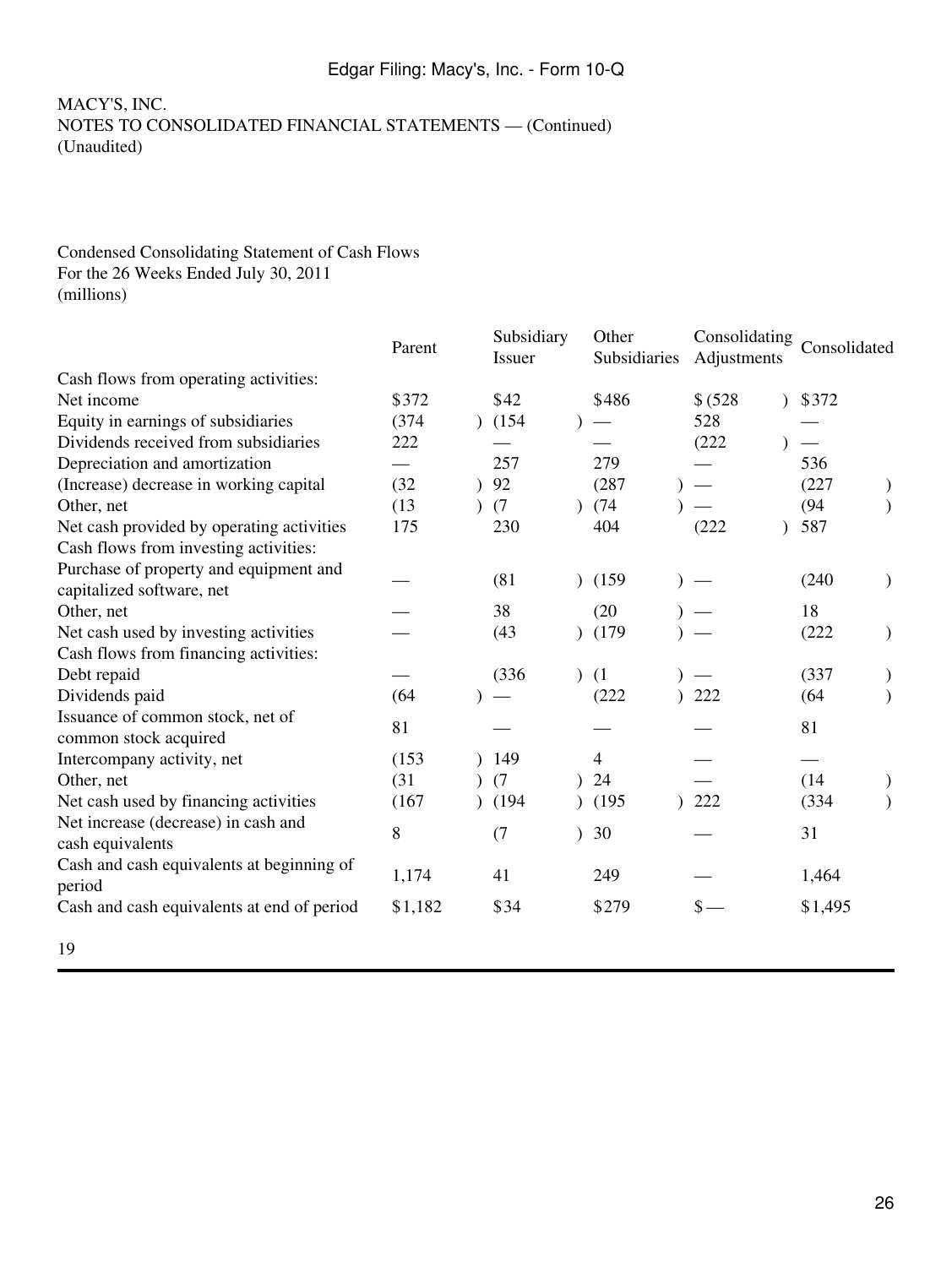MACY'S, INC.
NOTES TO CONSOLIDATED FINANCIAL STATEMENTS — (Continued)
(Unaudited)

Condensed Consolidating Statement of Cash Flows
For the 26 Weeks Ended July 30, 2011
(millions)

| | Parent | Subsidiary Issuer | Other Subsidiaries | Consolidating Adjustments | Consolidated |
|---|---|---|---|---|---|
| Cash flows from operating activities: | | | | | |
| Net income | $372 | $42 | $486 | $(528) | $372 |
| Equity in earnings of subsidiaries | (374) | (154) | — | 528 | — |
| Dividends received from subsidiaries | 222 | — | — | (222) | — |
| Depreciation and amortization | — | 257 | 279 | — | 536 |
| (Increase) decrease in working capital | (32) | 92 | (287) | — | (227) |
| Other, net | (13) | (7) | (74) | — | (94) |
| Net cash provided by operating activities | 175 | 230 | 404 | (222) | 587 |
| Cash flows from investing activities: | | | | | |
| Purchase of property and equipment and capitalized software, net | — | (81) | (159) | — | (240) |
| Other, net | — | 38 | (20) | — | 18 |
| Net cash used by investing activities | — | (43) | (179) | — | (222) |
| Cash flows from financing activities: | | | | | |
| Debt repaid | — | (336) | (1) | — | (337) |
| Dividends paid | (64) | — | (222) | 222 | (64) |
| Issuance of common stock, net of common stock acquired | 81 | — | — | — | 81 |
| Intercompany activity, net | (153) | 149 | 4 | — | — |
| Other, net | (31) | (7) | 24 | — | (14) |
| Net cash used by financing activities | (167) | (194) | (195) | 222 | (334) |
| Net increase (decrease) in cash and cash equivalents | 8 | (7) | 30 | — | 31 |
| Cash and cash equivalents at beginning of period | 1,174 | 41 | 249 | — | 1,464 |
| Cash and cash equivalents at end of period | $1,182 | $34 | $279 | $— | $1,495 |

19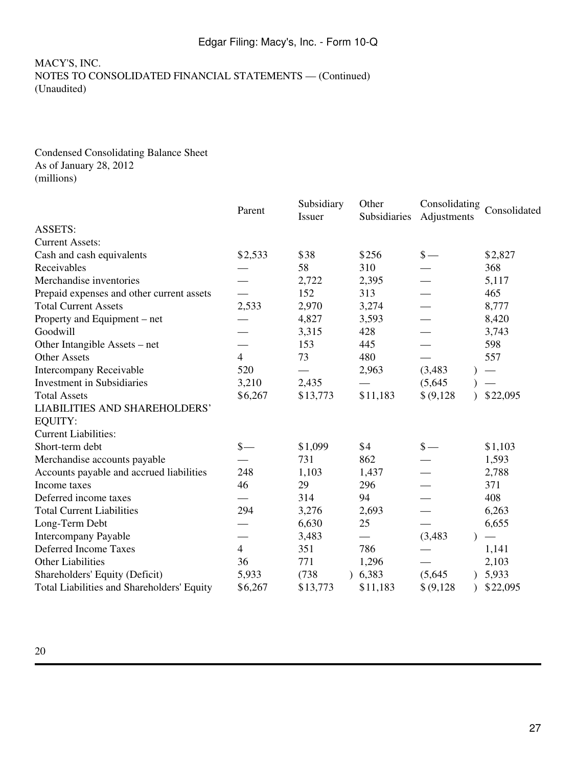MACY'S, INC.
NOTES TO CONSOLIDATED FINANCIAL STATEMENTS — (Continued)
(Unaudited)

Condensed Consolidating Balance Sheet
As of January 28, 2012
(millions)

| | Parent | Subsidiary Issuer | Other Subsidiaries | Consolidating Adjustments | Consolidated |
|---|---|---|---|---|---|
| ASSETS: | | | | | |
| Current Assets: | | | | | |
| Cash and cash equivalents | $2,533 | $38 | $256 | $ — | $2,827 |
| Receivables | — | 58 | 310 | — | 368 |
| Merchandise inventories | — | 2,722 | 2,395 | — | 5,117 |
| Prepaid expenses and other current assets | — | 152 | 313 | — | 465 |
| Total Current Assets | 2,533 | 2,970 | 3,274 | — | 8,777 |
| Property and Equipment – net | — | 4,827 | 3,593 | — | 8,420 |
| Goodwill | — | 3,315 | 428 | — | 3,743 |
| Other Intangible Assets – net | — | 153 | 445 | — | 598 |
| Other Assets | 4 | 73 | 480 | — | 557 |
| Intercompany Receivable | 520 | — | 2,963 | (3,483) | — |
| Investment in Subsidiaries | 3,210 | 2,435 | — | (5,645) | — |
| Total Assets | $6,267 | $13,773 | $11,183 | $ (9,128) | $22,095 |
| LIABILITIES AND SHAREHOLDERS' EQUITY: | | | | | |
| Current Liabilities: | | | | | |
| Short-term debt | $— | $1,099 | $4 | $ — | $1,103 |
| Merchandise accounts payable | — | 731 | 862 | — | 1,593 |
| Accounts payable and accrued liabilities | 248 | 1,103 | 1,437 | — | 2,788 |
| Income taxes | 46 | 29 | 296 | — | 371 |
| Deferred income taxes | — | 314 | 94 | — | 408 |
| Total Current Liabilities | 294 | 3,276 | 2,693 | — | 6,263 |
| Long-Term Debt | — | 6,630 | 25 | — | 6,655 |
| Intercompany Payable | — | 3,483 | — | (3,483) | — |
| Deferred Income Taxes | 4 | 351 | 786 | — | 1,141 |
| Other Liabilities | 36 | 771 | 1,296 | — | 2,103 |
| Shareholders' Equity (Deficit) | 5,933 | (738) | 6,383 | (5,645) | 5,933 |
| Total Liabilities and Shareholders' Equity | $6,267 | $13,773 | $11,183 | $ (9,128) | $22,095 |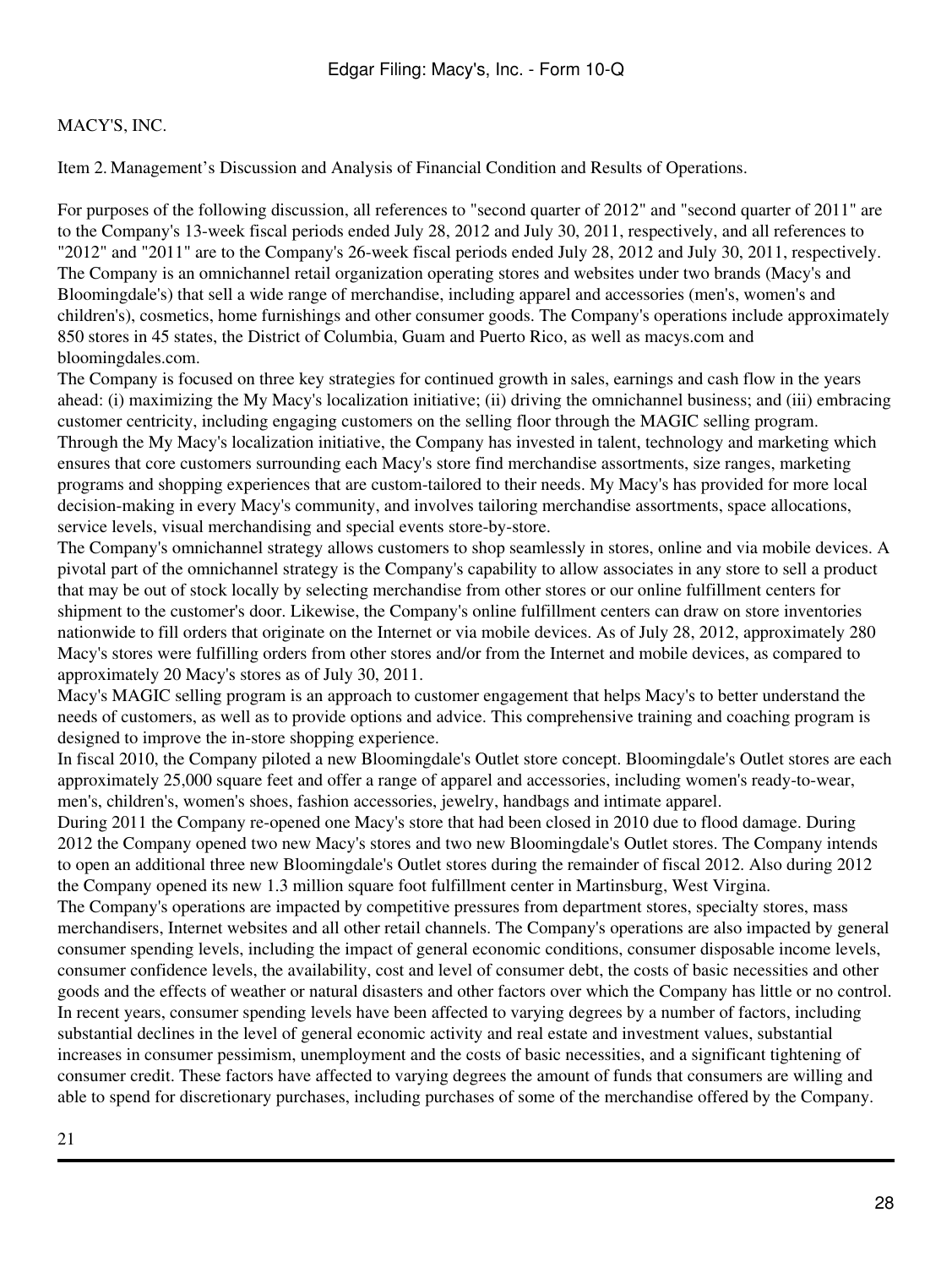MACY'S, INC.

Item 2. Management's Discussion and Analysis of Financial Condition and Results of Operations.

For purposes of the following discussion, all references to "second quarter of 2012" and "second quarter of 2011" are to the Company's 13-week fiscal periods ended July 28, 2012 and July 30, 2011, respectively, and all references to "2012" and "2011" are to the Company's 26-week fiscal periods ended July 28, 2012 and July 30, 2011, respectively.

The Company is an omnichannel retail organization operating stores and websites under two brands (Macy's and Bloomingdale's) that sell a wide range of merchandise, including apparel and accessories (men's, women's and children's), cosmetics, home furnishings and other consumer goods. The Company's operations include approximately 850 stores in 45 states, the District of Columbia, Guam and Puerto Rico, as well as macys.com and bloomingdales.com.

The Company is focused on three key strategies for continued growth in sales, earnings and cash flow in the years ahead: (i) maximizing the My Macy's localization initiative; (ii) driving the omnichannel business; and (iii) embracing customer centricity, including engaging customers on the selling floor through the MAGIC selling program.

Through the My Macy's localization initiative, the Company has invested in talent, technology and marketing which ensures that core customers surrounding each Macy's store find merchandise assortments, size ranges, marketing programs and shopping experiences that are custom-tailored to their needs. My Macy's has provided for more local decision-making in every Macy's community, and involves tailoring merchandise assortments, space allocations, service levels, visual merchandising and special events store-by-store.

The Company's omnichannel strategy allows customers to shop seamlessly in stores, online and via mobile devices. A pivotal part of the omnichannel strategy is the Company's capability to allow associates in any store to sell a product that may be out of stock locally by selecting merchandise from other stores or our online fulfillment centers for shipment to the customer's door. Likewise, the Company's online fulfillment centers can draw on store inventories nationwide to fill orders that originate on the Internet or via mobile devices. As of July 28, 2012, approximately 280 Macy's stores were fulfilling orders from other stores and/or from the Internet and mobile devices, as compared to approximately 20 Macy's stores as of July 30, 2011.

Macy's MAGIC selling program is an approach to customer engagement that helps Macy's to better understand the needs of customers, as well as to provide options and advice. This comprehensive training and coaching program is designed to improve the in-store shopping experience.

In fiscal 2010, the Company piloted a new Bloomingdale's Outlet store concept. Bloomingdale's Outlet stores are each approximately 25,000 square feet and offer a range of apparel and accessories, including women's ready-to-wear, men's, children's, women's shoes, fashion accessories, jewelry, handbags and intimate apparel.

During 2011 the Company re-opened one Macy's store that had been closed in 2010 due to flood damage. During 2012 the Company opened two new Macy's stores and two new Bloomingdale's Outlet stores. The Company intends to open an additional three new Bloomingdale's Outlet stores during the remainder of fiscal 2012. Also during 2012 the Company opened its new 1.3 million square foot fulfillment center in Martinsburg, West Virgina.

The Company's operations are impacted by competitive pressures from department stores, specialty stores, mass merchandisers, Internet websites and all other retail channels. The Company's operations are also impacted by general consumer spending levels, including the impact of general economic conditions, consumer disposable income levels, consumer confidence levels, the availability, cost and level of consumer debt, the costs of basic necessities and other goods and the effects of weather or natural disasters and other factors over which the Company has little or no control. In recent years, consumer spending levels have been affected to varying degrees by a number of factors, including substantial declines in the level of general economic activity and real estate and investment values, substantial increases in consumer pessimism, unemployment and the costs of basic necessities, and a significant tightening of consumer credit. These factors have affected to varying degrees the amount of funds that consumers are willing and able to spend for discretionary purchases, including purchases of some of the merchandise offered by the Company.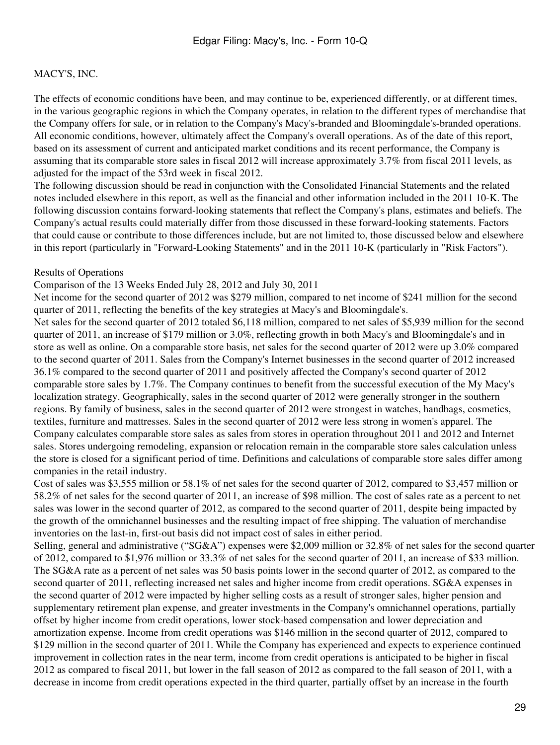MACY'S, INC.

The effects of economic conditions have been, and may continue to be, experienced differently, or at different times, in the various geographic regions in which the Company operates, in relation to the different types of merchandise that the Company offers for sale, or in relation to the Company's Macy's-branded and Bloomingdale's-branded operations. All economic conditions, however, ultimately affect the Company's overall operations. As of the date of this report, based on its assessment of current and anticipated market conditions and its recent performance, the Company is assuming that its comparable store sales in fiscal 2012 will increase approximately 3.7% from fiscal 2011 levels, as adjusted for the impact of the 53rd week in fiscal 2012.

The following discussion should be read in conjunction with the Consolidated Financial Statements and the related notes included elsewhere in this report, as well as the financial and other information included in the 2011 10-K. The following discussion contains forward-looking statements that reflect the Company's plans, estimates and beliefs. The Company's actual results could materially differ from those discussed in these forward-looking statements. Factors that could cause or contribute to those differences include, but are not limited to, those discussed below and elsewhere in this report (particularly in "Forward-Looking Statements" and in the 2011 10-K (particularly in "Risk Factors").

## Results of Operations

### Comparison of the 13 Weeks Ended July 28, 2012 and July 30, 2011

Net income for the second quarter of 2012 was $279 million, compared to net income of $241 million for the second quarter of 2011, reflecting the benefits of the key strategies at Macy's and Bloomingdale's.

Net sales for the second quarter of 2012 totaled $6,118 million, compared to net sales of $5,939 million for the second quarter of 2011, an increase of $179 million or 3.0%, reflecting growth in both Macy's and Bloomingdale's and in store as well as online. On a comparable store basis, net sales for the second quarter of 2012 were up 3.0% compared to the second quarter of 2011. Sales from the Company's Internet businesses in the second quarter of 2012 increased 36.1% compared to the second quarter of 2011 and positively affected the Company's second quarter of 2012 comparable store sales by 1.7%. The Company continues to benefit from the successful execution of the My Macy's localization strategy. Geographically, sales in the second quarter of 2012 were generally stronger in the southern regions. By family of business, sales in the second quarter of 2012 were strongest in watches, handbags, cosmetics, textiles, furniture and mattresses. Sales in the second quarter of 2012 were less strong in women's apparel. The Company calculates comparable store sales as sales from stores in operation throughout 2011 and 2012 and Internet sales. Stores undergoing remodeling, expansion or relocation remain in the comparable store sales calculation unless the store is closed for a significant period of time. Definitions and calculations of comparable store sales differ among companies in the retail industry.

Cost of sales was $3,555 million or 58.1% of net sales for the second quarter of 2012, compared to $3,457 million or 58.2% of net sales for the second quarter of 2011, an increase of $98 million. The cost of sales rate as a percent to net sales was lower in the second quarter of 2012, as compared to the second quarter of 2011, despite being impacted by the growth of the omnichannel businesses and the resulting impact of free shipping. The valuation of merchandise inventories on the last-in, first-out basis did not impact cost of sales in either period.

Selling, general and administrative ("SG&A") expenses were $2,009 million or 32.8% of net sales for the second quarter of 2012, compared to $1,976 million or 33.3% of net sales for the second quarter of 2011, an increase of $33 million. The SG&A rate as a percent of net sales was 50 basis points lower in the second quarter of 2012, as compared to the second quarter of 2011, reflecting increased net sales and higher income from credit operations. SG&A expenses in the second quarter of 2012 were impacted by higher selling costs as a result of stronger sales, higher pension and supplementary retirement plan expense, and greater investments in the Company's omnichannel operations, partially offset by higher income from credit operations, lower stock-based compensation and lower depreciation and amortization expense. Income from credit operations was $146 million in the second quarter of 2012, compared to $129 million in the second quarter of 2011. While the Company has experienced and expects to experience continued improvement in collection rates in the near term, income from credit operations is anticipated to be higher in fiscal 2012 as compared to fiscal 2011, but lower in the fall season of 2012 as compared to the fall season of 2011, with a decrease in income from credit operations expected in the third quarter, partially offset by an increase in the fourth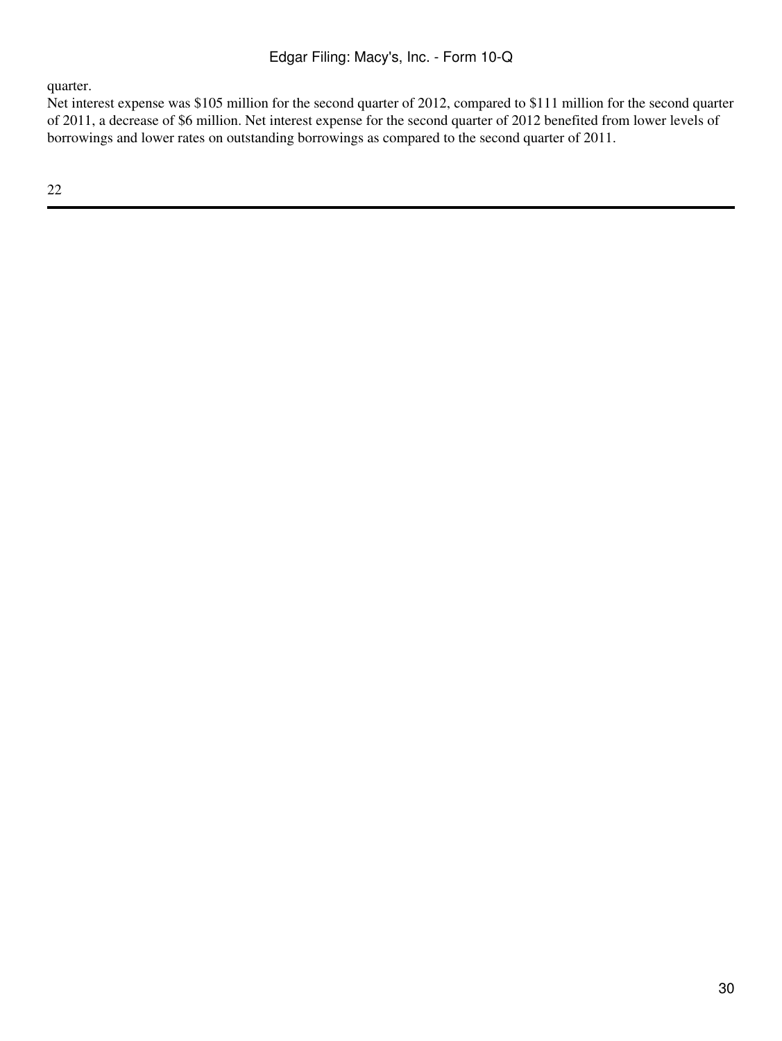quarter.

Net interest expense was $105 million for the second quarter of 2012, compared to $111 million for the second quarter of 2011, a decrease of $6 million. Net interest expense for the second quarter of 2012 benefited from lower levels of borrowings and lower rates on outstanding borrowings as compared to the second quarter of 2011.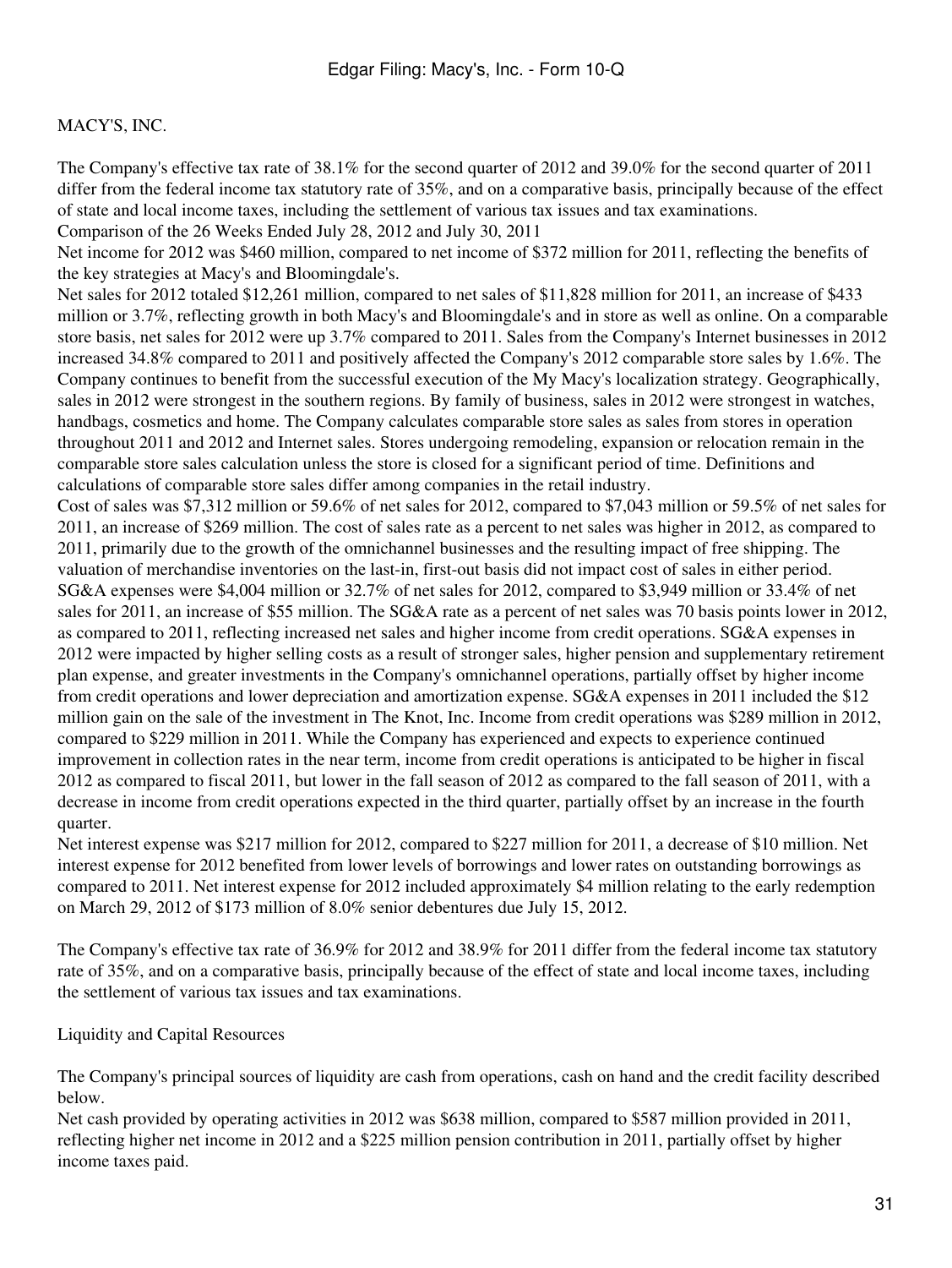MACY'S, INC.

The Company's effective tax rate of 38.1% for the second quarter of 2012 and 39.0% for the second quarter of 2011 differ from the federal income tax statutory rate of 35%, and on a comparative basis, principally because of the effect of state and local income taxes, including the settlement of various tax issues and tax examinations.

Comparison of the 26 Weeks Ended July 28, 2012 and July 30, 2011

Net income for 2012 was $460 million, compared to net income of $372 million for 2011, reflecting the benefits of the key strategies at Macy's and Bloomingdale's.

Net sales for 2012 totaled $12,261 million, compared to net sales of $11,828 million for 2011, an increase of $433 million or 3.7%, reflecting growth in both Macy's and Bloomingdale's and in store as well as online. On a comparable store basis, net sales for 2012 were up 3.7% compared to 2011. Sales from the Company's Internet businesses in 2012 increased 34.8% compared to 2011 and positively affected the Company's 2012 comparable store sales by 1.6%. The Company continues to benefit from the successful execution of the My Macy's localization strategy. Geographically, sales in 2012 were strongest in the southern regions. By family of business, sales in 2012 were strongest in watches, handbags, cosmetics and home. The Company calculates comparable store sales as sales from stores in operation throughout 2011 and 2012 and Internet sales. Stores undergoing remodeling, expansion or relocation remain in the comparable store sales calculation unless the store is closed for a significant period of time. Definitions and calculations of comparable store sales differ among companies in the retail industry.

Cost of sales was $7,312 million or 59.6% of net sales for 2012, compared to $7,043 million or 59.5% of net sales for 2011, an increase of $269 million. The cost of sales rate as a percent to net sales was higher in 2012, as compared to 2011, primarily due to the growth of the omnichannel businesses and the resulting impact of free shipping. The valuation of merchandise inventories on the last-in, first-out basis did not impact cost of sales in either period.

SG&A expenses were $4,004 million or 32.7% of net sales for 2012, compared to $3,949 million or 33.4% of net sales for 2011, an increase of $55 million. The SG&A rate as a percent of net sales was 70 basis points lower in 2012, as compared to 2011, reflecting increased net sales and higher income from credit operations. SG&A expenses in 2012 were impacted by higher selling costs as a result of stronger sales, higher pension and supplementary retirement plan expense, and greater investments in the Company's omnichannel operations, partially offset by higher income from credit operations and lower depreciation and amortization expense. SG&A expenses in 2011 included the $12 million gain on the sale of the investment in The Knot, Inc. Income from credit operations was $289 million in 2012, compared to $229 million in 2011. While the Company has experienced and expects to experience continued improvement in collection rates in the near term, income from credit operations is anticipated to be higher in fiscal 2012 as compared to fiscal 2011, but lower in the fall season of 2012 as compared to the fall season of 2011, with a decrease in income from credit operations expected in the third quarter, partially offset by an increase in the fourth quarter.

Net interest expense was $217 million for 2012, compared to $227 million for 2011, a decrease of $10 million. Net interest expense for 2012 benefited from lower levels of borrowings and lower rates on outstanding borrowings as compared to 2011. Net interest expense for 2012 included approximately $4 million relating to the early redemption on March 29, 2012 of $173 million of 8.0% senior debentures due July 15, 2012.

The Company's effective tax rate of 36.9% for 2012 and 38.9% for 2011 differ from the federal income tax statutory rate of 35%, and on a comparative basis, principally because of the effect of state and local income taxes, including the settlement of various tax issues and tax examinations.

Liquidity and Capital Resources

The Company's principal sources of liquidity are cash from operations, cash on hand and the credit facility described below.

Net cash provided by operating activities in 2012 was $638 million, compared to $587 million provided in 2011, reflecting higher net income in 2012 and a $225 million pension contribution in 2011, partially offset by higher income taxes paid.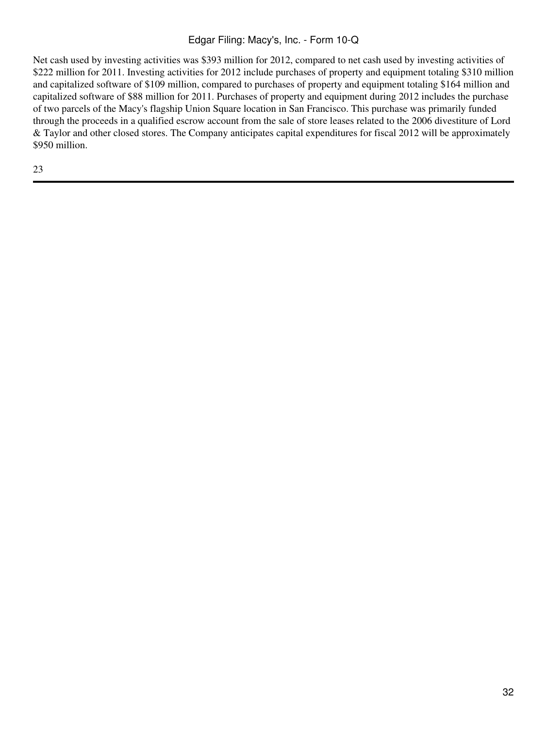Net cash used by investing activities was $393 million for 2012, compared to net cash used by investing activities of $222 million for 2011. Investing activities for 2012 include purchases of property and equipment totaling $310 million and capitalized software of $109 million, compared to purchases of property and equipment totaling $164 million and capitalized software of $88 million for 2011. Purchases of property and equipment during 2012 includes the purchase of two parcels of the Macy's flagship Union Square location in San Francisco. This purchase was primarily funded through the proceeds in a qualified escrow account from the sale of store leases related to the 2006 divestiture of Lord & Taylor and other closed stores. The Company anticipates capital expenditures for fiscal 2012 will be approximately $950 million.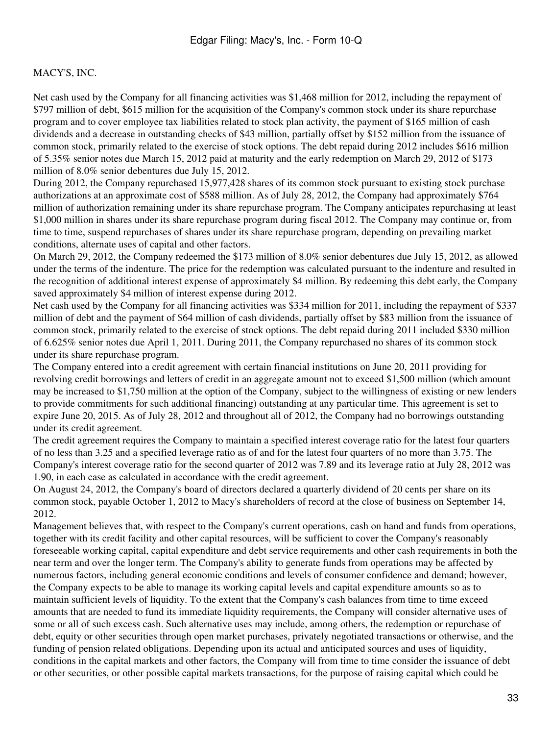MACY'S, INC.

Net cash used by the Company for all financing activities was $1,468 million for 2012, including the repayment of $797 million of debt, $615 million for the acquisition of the Company's common stock under its share repurchase program and to cover employee tax liabilities related to stock plan activity, the payment of $165 million of cash dividends and a decrease in outstanding checks of $43 million, partially offset by $152 million from the issuance of common stock, primarily related to the exercise of stock options. The debt repaid during 2012 includes $616 million of 5.35% senior notes due March 15, 2012 paid at maturity and the early redemption on March 29, 2012 of $173 million of 8.0% senior debentures due July 15, 2012.

During 2012, the Company repurchased 15,977,428 shares of its common stock pursuant to existing stock purchase authorizations at an approximate cost of $588 million. As of July 28, 2012, the Company had approximately $764 million of authorization remaining under its share repurchase program. The Company anticipates repurchasing at least $1,000 million in shares under its share repurchase program during fiscal 2012. The Company may continue or, from time to time, suspend repurchases of shares under its share repurchase program, depending on prevailing market conditions, alternate uses of capital and other factors.

On March 29, 2012, the Company redeemed the $173 million of 8.0% senior debentures due July 15, 2012, as allowed under the terms of the indenture. The price for the redemption was calculated pursuant to the indenture and resulted in the recognition of additional interest expense of approximately $4 million. By redeeming this debt early, the Company saved approximately $4 million of interest expense during 2012.

Net cash used by the Company for all financing activities was $334 million for 2011, including the repayment of $337 million of debt and the payment of $64 million of cash dividends, partially offset by $83 million from the issuance of common stock, primarily related to the exercise of stock options. The debt repaid during 2011 included $330 million of 6.625% senior notes due April 1, 2011. During 2011, the Company repurchased no shares of its common stock under its share repurchase program.

The Company entered into a credit agreement with certain financial institutions on June 20, 2011 providing for revolving credit borrowings and letters of credit in an aggregate amount not to exceed $1,500 million (which amount may be increased to $1,750 million at the option of the Company, subject to the willingness of existing or new lenders to provide commitments for such additional financing) outstanding at any particular time. This agreement is set to expire June 20, 2015. As of July 28, 2012 and throughout all of 2012, the Company had no borrowings outstanding under its credit agreement.

The credit agreement requires the Company to maintain a specified interest coverage ratio for the latest four quarters of no less than 3.25 and a specified leverage ratio as of and for the latest four quarters of no more than 3.75. The Company's interest coverage ratio for the second quarter of 2012 was 7.89 and its leverage ratio at July 28, 2012 was 1.90, in each case as calculated in accordance with the credit agreement.

On August 24, 2012, the Company's board of directors declared a quarterly dividend of 20 cents per share on its common stock, payable October 1, 2012 to Macy's shareholders of record at the close of business on September 14, 2012.

Management believes that, with respect to the Company's current operations, cash on hand and funds from operations, together with its credit facility and other capital resources, will be sufficient to cover the Company's reasonably foreseeable working capital, capital expenditure and debt service requirements and other cash requirements in both the near term and over the longer term. The Company's ability to generate funds from operations may be affected by numerous factors, including general economic conditions and levels of consumer confidence and demand; however, the Company expects to be able to manage its working capital levels and capital expenditure amounts so as to maintain sufficient levels of liquidity. To the extent that the Company's cash balances from time to time exceed amounts that are needed to fund its immediate liquidity requirements, the Company will consider alternative uses of some or all of such excess cash. Such alternative uses may include, among others, the redemption or repurchase of debt, equity or other securities through open market purchases, privately negotiated transactions or otherwise, and the funding of pension related obligations. Depending upon its actual and anticipated sources and uses of liquidity, conditions in the capital markets and other factors, the Company will from time to time consider the issuance of debt or other securities, or other possible capital markets transactions, for the purpose of raising capital which could be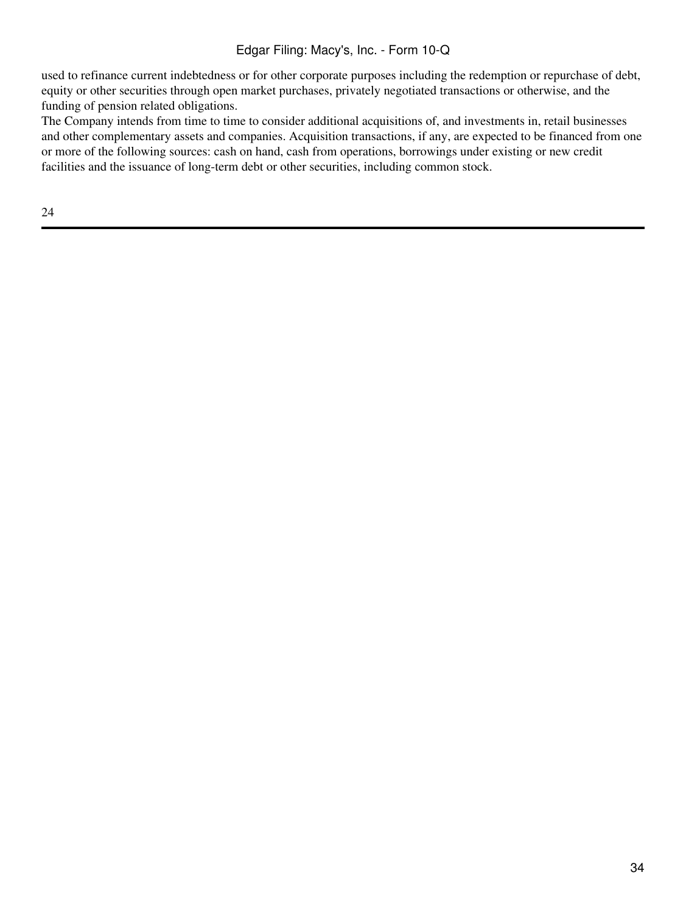used to refinance current indebtedness or for other corporate purposes including the redemption or repurchase of debt, equity or other securities through open market purchases, privately negotiated transactions or otherwise, and the funding of pension related obligations.

The Company intends from time to time to consider additional acquisitions of, and investments in, retail businesses and other complementary assets and companies. Acquisition transactions, if any, are expected to be financed from one or more of the following sources: cash on hand, cash from operations, borrowings under existing or new credit facilities and the issuance of long-term debt or other securities, including common stock.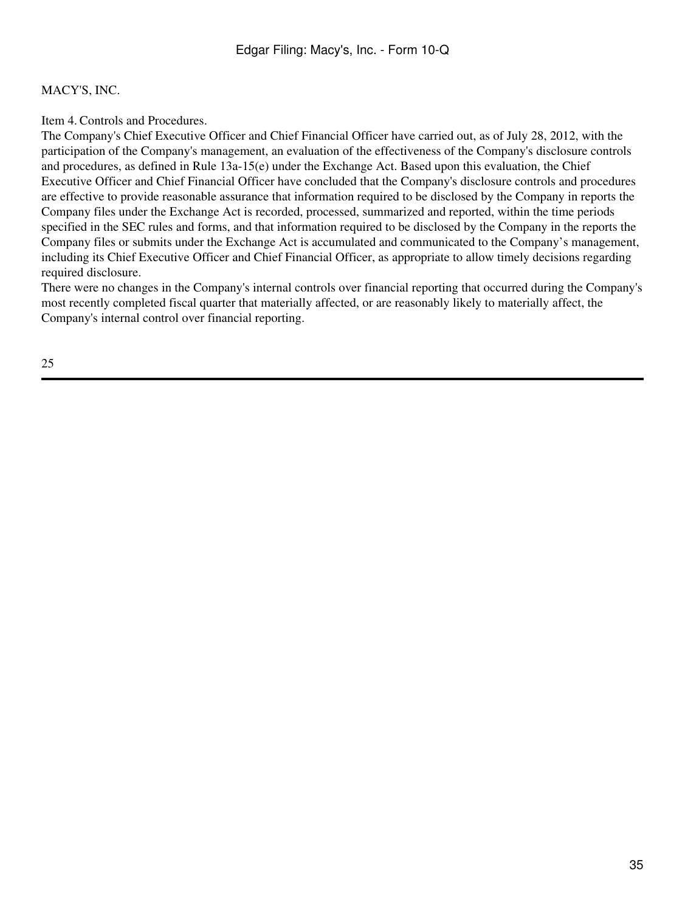MACY'S, INC.

## Item 4. Controls and Procedures.

The Company's Chief Executive Officer and Chief Financial Officer have carried out, as of July 28, 2012, with the participation of the Company's management, an evaluation of the effectiveness of the Company's disclosure controls and procedures, as defined in Rule 13a-15(e) under the Exchange Act. Based upon this evaluation, the Chief Executive Officer and Chief Financial Officer have concluded that the Company's disclosure controls and procedures are effective to provide reasonable assurance that information required to be disclosed by the Company in reports the Company files under the Exchange Act is recorded, processed, summarized and reported, within the time periods specified in the SEC rules and forms, and that information required to be disclosed by the Company in the reports the Company files or submits under the Exchange Act is accumulated and communicated to the Company's management, including its Chief Executive Officer and Chief Financial Officer, as appropriate to allow timely decisions regarding required disclosure.

There were no changes in the Company's internal controls over financial reporting that occurred during the Company's most recently completed fiscal quarter that materially affected, or are reasonably likely to materially affect, the Company's internal control over financial reporting.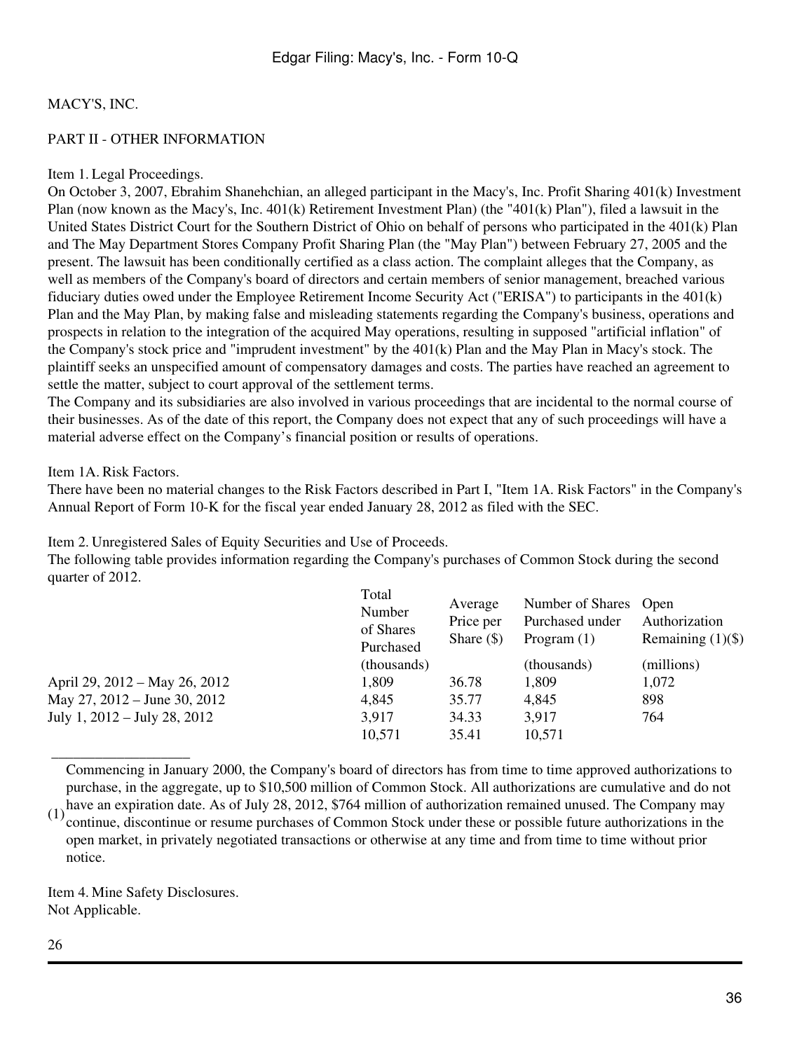MACY'S, INC.

PART II - OTHER INFORMATION

Item 1. Legal Proceedings.

On October 3, 2007, Ebrahim Shanehchian, an alleged participant in the Macy's, Inc. Profit Sharing 401(k) Investment Plan (now known as the Macy's, Inc. 401(k) Retirement Investment Plan) (the "401(k) Plan"), filed a lawsuit in the United States District Court for the Southern District of Ohio on behalf of persons who participated in the 401(k) Plan and The May Department Stores Company Profit Sharing Plan (the "May Plan") between February 27, 2005 and the present. The lawsuit has been conditionally certified as a class action. The complaint alleges that the Company, as well as members of the Company's board of directors and certain members of senior management, breached various fiduciary duties owed under the Employee Retirement Income Security Act ("ERISA") to participants in the 401(k) Plan and the May Plan, by making false and misleading statements regarding the Company's business, operations and prospects in relation to the integration of the acquired May operations, resulting in supposed "artificial inflation" of the Company's stock price and "imprudent investment" by the 401(k) Plan and the May Plan in Macy's stock. The plaintiff seeks an unspecified amount of compensatory damages and costs. The parties have reached an agreement to settle the matter, subject to court approval of the settlement terms.

The Company and its subsidiaries are also involved in various proceedings that are incidental to the normal course of their businesses. As of the date of this report, the Company does not expect that any of such proceedings will have a material adverse effect on the Company's financial position or results of operations.

Item 1A. Risk Factors.

There have been no material changes to the Risk Factors described in Part I, "Item 1A. Risk Factors" in the Company's Annual Report of Form 10-K for the fiscal year ended January 28, 2012 as filed with the SEC.

Item 2. Unregistered Sales of Equity Securities and Use of Proceeds.

The following table provides information regarding the Company's purchases of Common Stock during the second quarter of 2012.

| | Total Number of Shares Purchased | Average Price per Share ($) | Number of Shares Purchased under Program (1) | Open Authorization Remaining (1)($) |
|---|---|---|---|---|
| | (thousands) | | (thousands) | (millions) |
| April 29, 2012 – May 26, 2012 | 1,809 | 36.78 | 1,809 | 1,072 |
| May 27, 2012 – June 30, 2012 | 4,845 | 35.77 | 4,845 | 898 |
| July 1, 2012 – July 28, 2012 | 3,917 | 34.33 | 3,917 | 764 |
| | 10,571 | 35.41 | 10,571 | |

(1) Commencing in January 2000, the Company's board of directors has from time to time approved authorizations to purchase, in the aggregate, up to $10,500 million of Common Stock. All authorizations are cumulative and do not have an expiration date. As of July 28, 2012, $764 million of authorization remained unused. The Company may continue, discontinue or resume purchases of Common Stock under these or possible future authorizations in the open market, in privately negotiated transactions or otherwise at any time and from time to time without prior notice.

Item 4. Mine Safety Disclosures.

Not Applicable.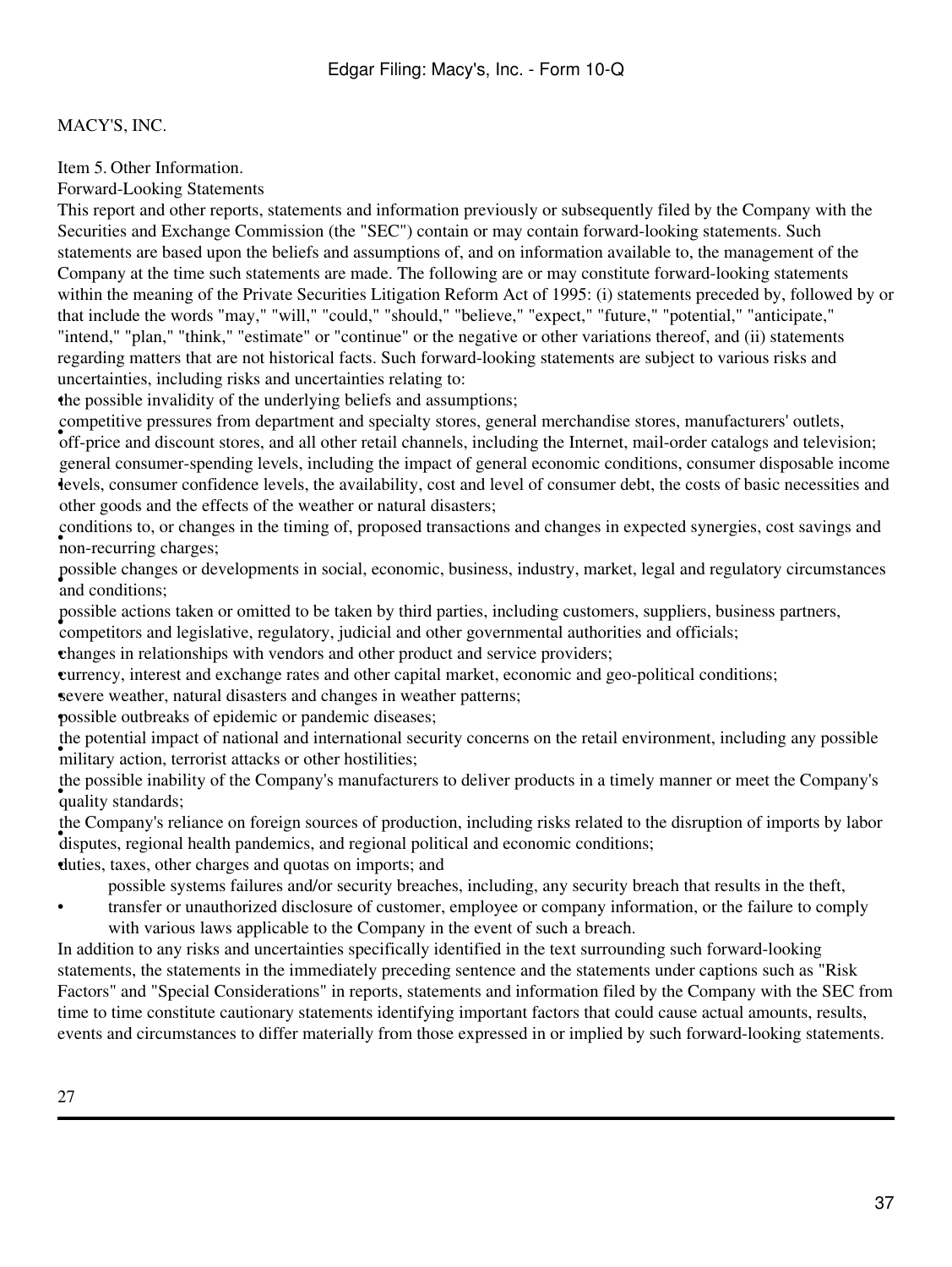MACY'S, INC.

Item 5. Other Information.

Forward-Looking Statements

This report and other reports, statements and information previously or subsequently filed by the Company with the Securities and Exchange Commission (the "SEC") contain or may contain forward-looking statements. Such statements are based upon the beliefs and assumptions of, and on information available to, the management of the Company at the time such statements are made. The following are or may constitute forward-looking statements within the meaning of the Private Securities Litigation Reform Act of 1995: (i) statements preceded by, followed by or that include the words "may," "will," "could," "should," "believe," "expect," "future," "potential," "anticipate," "intend," "plan," "think," "estimate" or "continue" or the negative or other variations thereof, and (ii) statements regarding matters that are not historical facts. Such forward-looking statements are subject to various risks and uncertainties, including risks and uncertainties relating to:

- the possible invalidity of the underlying beliefs and assumptions;
- competitive pressures from department and specialty stores, general merchandise stores, manufacturers' outlets, off-price and discount stores, and all other retail channels, including the Internet, mail-order catalogs and television;
- general consumer-spending levels, including the impact of general economic conditions, consumer disposable income levels, consumer confidence levels, the availability, cost and level of consumer debt, the costs of basic necessities and other goods and the effects of the weather or natural disasters;
- conditions to, or changes in the timing of, proposed transactions and changes in expected synergies, cost savings and non-recurring charges;
- possible changes or developments in social, economic, business, industry, market, legal and regulatory circumstances and conditions;
- possible actions taken or omitted to be taken by third parties, including customers, suppliers, business partners, competitors and legislative, regulatory, judicial and other governmental authorities and officials;
- changes in relationships with vendors and other product and service providers;
- currency, interest and exchange rates and other capital market, economic and geo-political conditions;
- severe weather, natural disasters and changes in weather patterns;
- possible outbreaks of epidemic or pandemic diseases;
- the potential impact of national and international security concerns on the retail environment, including any possible military action, terrorist attacks or other hostilities;
- the possible inability of the Company's manufacturers to deliver products in a timely manner or meet the Company's quality standards;
- the Company's reliance on foreign sources of production, including risks related to the disruption of imports by labor disputes, regional health pandemics, and regional political and economic conditions;
- duties, taxes, other charges and quotas on imports; and
- possible systems failures and/or security breaches, including, any security breach that results in the theft, transfer or unauthorized disclosure of customer, employee or company information, or the failure to comply with various laws applicable to the Company in the event of such a breach.

In addition to any risks and uncertainties specifically identified in the text surrounding such forward-looking statements, the statements in the immediately preceding sentence and the statements under captions such as "Risk Factors" and "Special Considerations" in reports, statements and information filed by the Company with the SEC from time to time constitute cautionary statements identifying important factors that could cause actual amounts, results, events and circumstances to differ materially from those expressed in or implied by such forward-looking statements.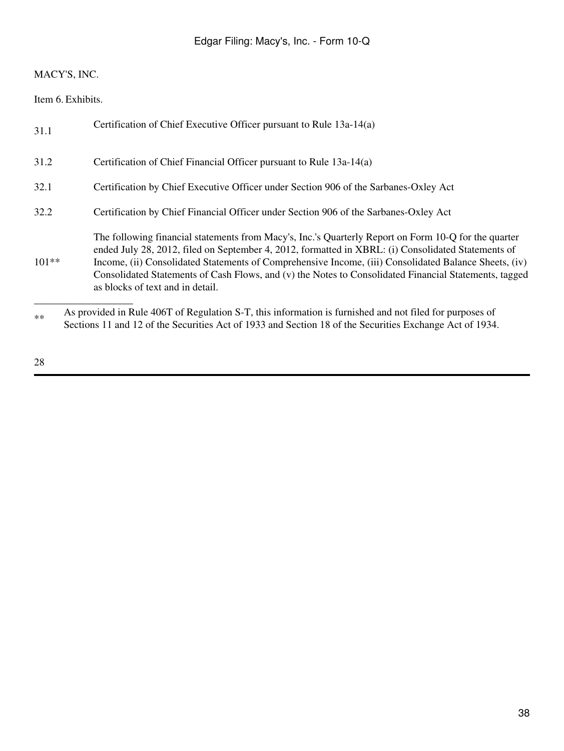MACY'S, INC.

Item 6. Exhibits.

| | |
|---|---|
| 31.1 | Certification of Chief Executive Officer pursuant to Rule 13a-14(a) |
| 31.2 | Certification of Chief Financial Officer pursuant to Rule 13a-14(a) |
| 32.1 | Certification by Chief Executive Officer under Section 906 of the Sarbanes-Oxley Act |
| 32.2 | Certification by Chief Financial Officer under Section 906 of the Sarbanes-Oxley Act |
| 101** | The following financial statements from Macy's, Inc.'s Quarterly Report on Form 10-Q for the quarter ended July 28, 2012, filed on September 4, 2012, formatted in XBRL: (i) Consolidated Statements of Income, (ii) Consolidated Statements of Comprehensive Income, (iii) Consolidated Balance Sheets, (iv) Consolidated Statements of Cash Flows, and (v) the Notes to Consolidated Financial Statements, tagged as blocks of text and in detail. |

---

** As provided in Rule 406T of Regulation S-T, this information is furnished and not filed for purposes of Sections 11 and 12 of the Securities Act of 1933 and Section 18 of the Securities Exchange Act of 1934.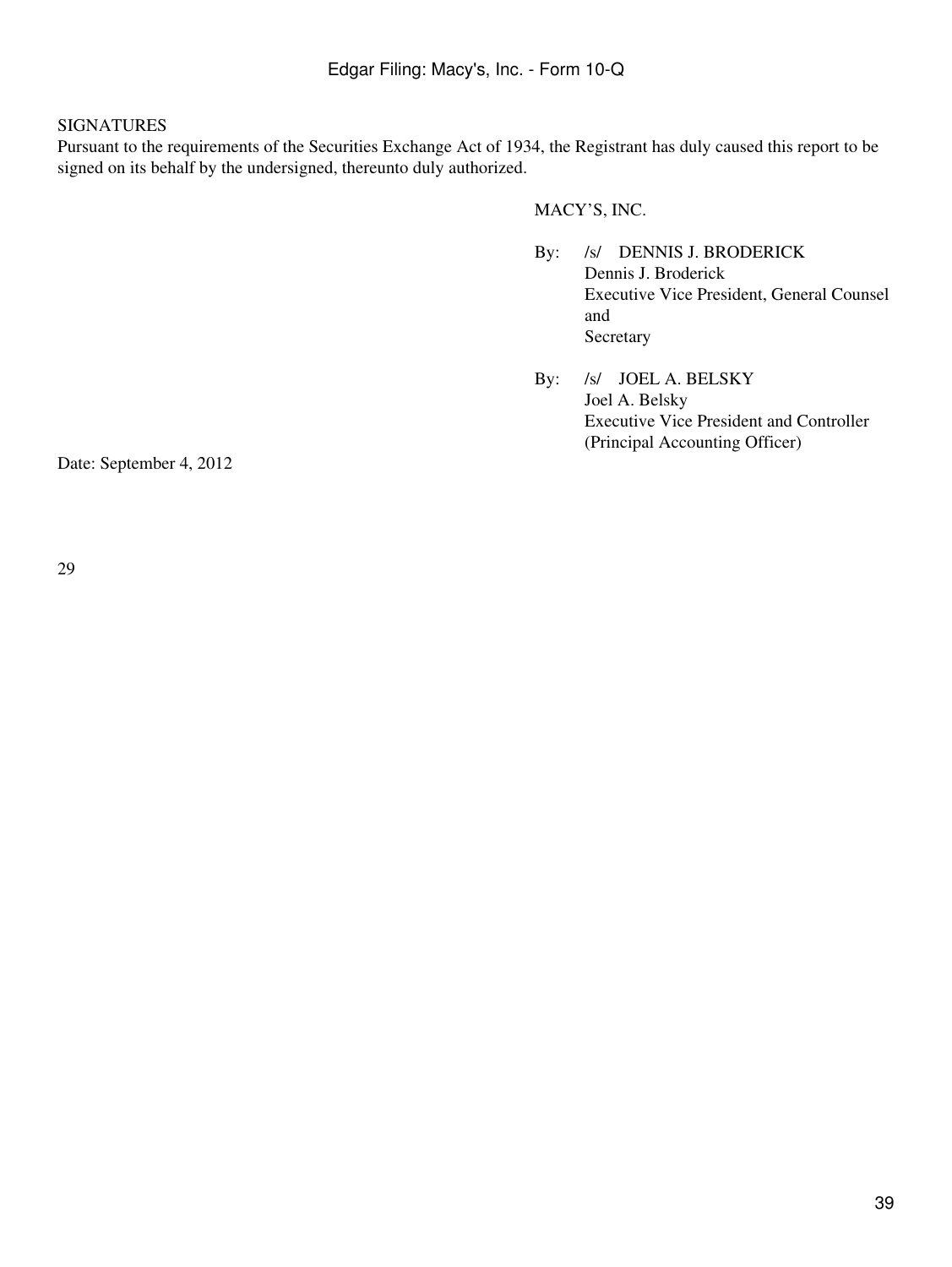SIGNATURES

Pursuant to the requirements of the Securities Exchange Act of 1934, the Registrant has duly caused this report to be signed on its behalf by the undersigned, thereunto duly authorized.

MACY'S, INC.

By: /s/ DENNIS J. BRODERICK
Dennis J. Broderick
Executive Vice President, General Counsel and Secretary

By: /s/ JOEL A. BELSKY
Joel A. Belsky
Executive Vice President and Controller
(Principal Accounting Officer)

Date: September 4, 2012